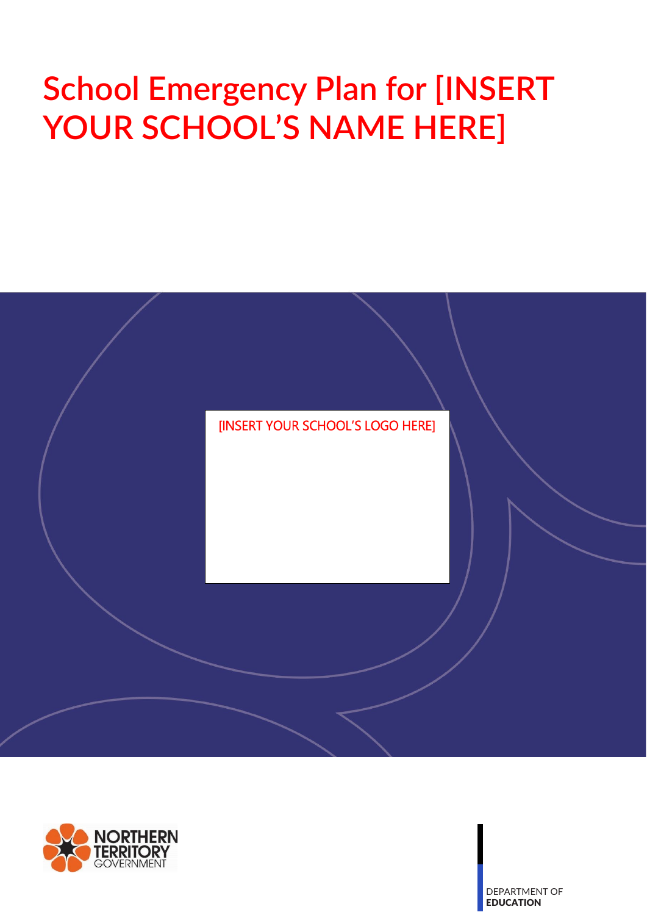# School Emergency Plan for [INSERT YOUR SCHOOL'S NAME HERE]

[INSERT YOUR SCHOOL'S LOGO HERE]

NORTHERN TERRITORY GOVERNMENT

DEPARTMENT OF **EDUCATION**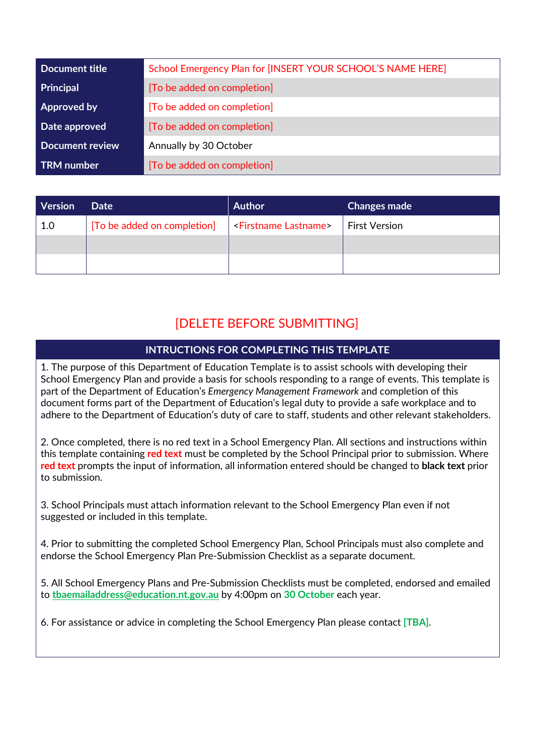| | |
|---|---|
| **Document title** | School Emergency Plan for [INSERT YOUR SCHOOL'S NAME HERE] |
| **Principal** | [To be added on completion] |
| **Approved by** | [To be added on completion] |
| **Date approved** | [To be added on completion] |
| **Document review** | Annually by 30 October |
| **TRM number** | [To be added on completion] |

| Version | Date | Author | Changes made |
|---|---|---|---|
| 1.0 | [To be added on completion] | <Firstname Lastname> | First Version |
| | | | |
| | | | |

[DELETE BEFORE SUBMITTING]

| INTRUCTIONS FOR COMPLETING THIS TEMPLATE |
|---|
| 1. The purpose of this Department of Education Template is to assist schools with developing their School Emergency Plan and provide a basis for schools responding to a range of events. This template is part of the Department of Education's *Emergency Management Framework* and completion of this document forms part of the Department of Education's legal duty to provide a safe workplace and to adhere to the Department of Education's duty of care to staff, students and other relevant stakeholders.<br><br>2. Once completed, there is no red text in a School Emergency Plan. All sections and instructions within this template containing **red text** must be completed by the School Principal prior to submission. Where **red text** prompts the input of information, all information entered should be changed to **black text** prior to submission.<br><br>3. School Principals must attach information relevant to the School Emergency Plan even if not suggested or included in this template.<br><br>4. Prior to submitting the completed School Emergency Plan, School Principals must also complete and endorse the School Emergency Plan Pre-Submission Checklist as a separate document.<br><br>5. All School Emergency Plans and Pre-Submission Checklists must be completed, endorsed and emailed to **tbaemailaddress@education.nt.gov.au** by 4:00pm on **30 October** each year.<br><br>6. For assistance or advice in completing the School Emergency Plan please contact **[TBA]**. |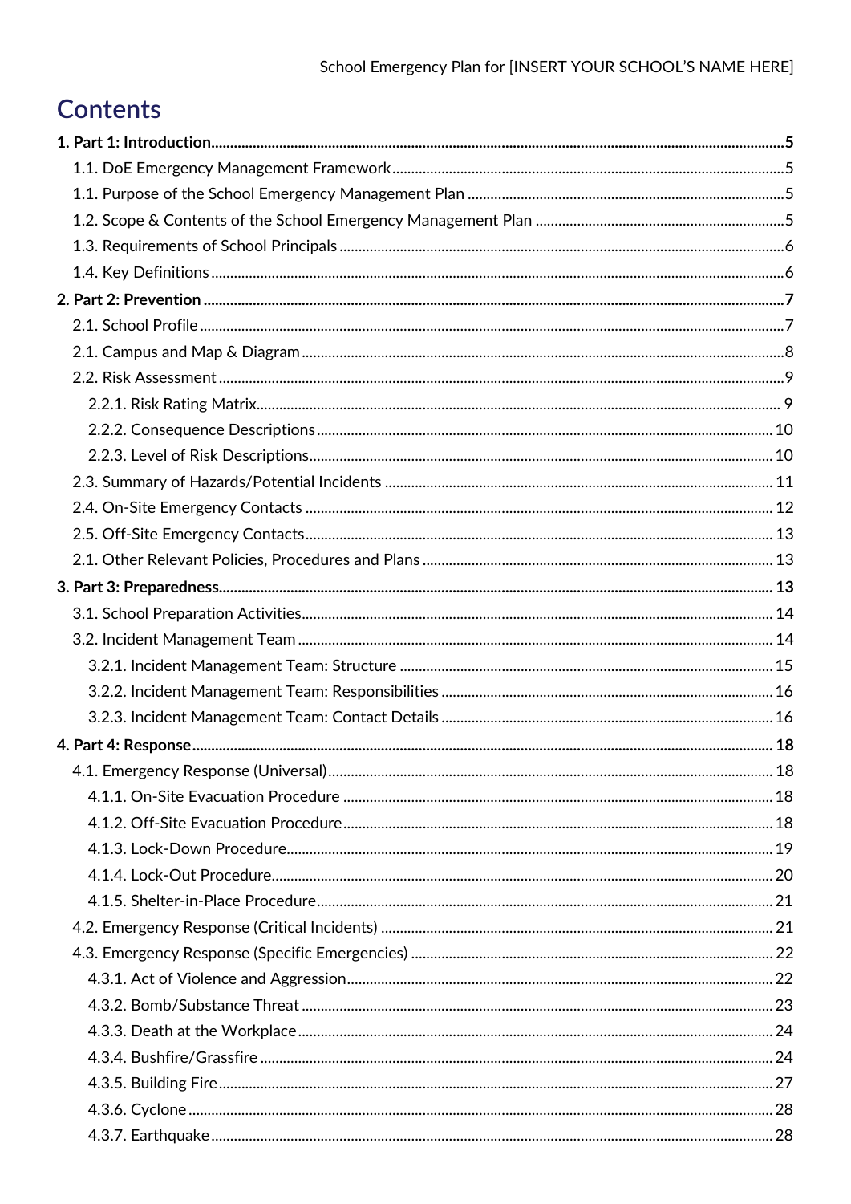# Contents

**1. Part 1: Introduction ..... 5**

1.1. DoE Emergency Management Framework ..... 5

1.1. Purpose of the School Emergency Management Plan ..... 5

1.2. Scope & Contents of the School Emergency Management Plan ..... 5

1.3. Requirements of School Principals ..... 6

1.4. Key Definitions ..... 6

**2. Part 2: Prevention ..... 7**

2.1. School Profile ..... 7

2.1. Campus and Map & Diagram ..... 8

2.2. Risk Assessment ..... 9

2.2.1. Risk Rating Matrix ..... 9

2.2.2. Consequence Descriptions ..... 10

2.2.3. Level of Risk Descriptions ..... 10

2.3. Summary of Hazards/Potential Incidents ..... 11

2.4. On-Site Emergency Contacts ..... 12

2.5. Off-Site Emergency Contacts ..... 13

2.1. Other Relevant Policies, Procedures and Plans ..... 13

**3. Part 3: Preparedness ..... 13**

3.1. School Preparation Activities ..... 14

3.2. Incident Management Team ..... 14

3.2.1. Incident Management Team: Structure ..... 15

3.2.2. Incident Management Team: Responsibilities ..... 16

3.2.3. Incident Management Team: Contact Details ..... 16

**4. Part 4: Response ..... 18**

4.1. Emergency Response (Universal) ..... 18

4.1.1. On-Site Evacuation Procedure ..... 18

4.1.2. Off-Site Evacuation Procedure ..... 18

4.1.3. Lock-Down Procedure ..... 19

4.1.4. Lock-Out Procedure ..... 20

4.1.5. Shelter-in-Place Procedure ..... 21

4.2. Emergency Response (Critical Incidents) ..... 21

4.3. Emergency Response (Specific Emergencies) ..... 22

4.3.1. Act of Violence and Aggression ..... 22

4.3.2. Bomb/Substance Threat ..... 23

4.3.3. Death at the Workplace ..... 24

4.3.4. Bushfire/Grassfire ..... 24

4.3.5. Building Fire ..... 27

4.3.6. Cyclone ..... 28

4.3.7. Earthquake ..... 28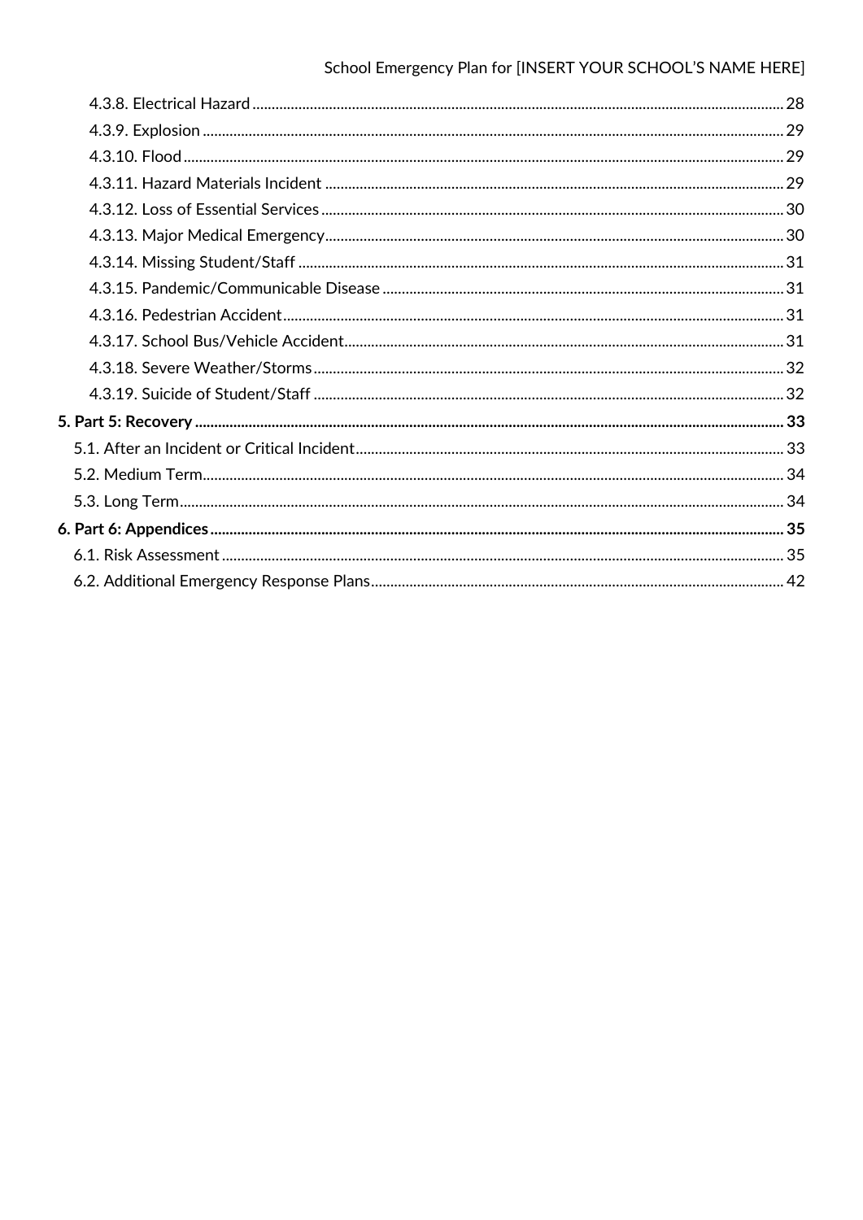4.3.8. Electrical Hazard ........ 28
4.3.9. Explosion ........ 29
4.3.10. Flood ........ 29
4.3.11. Hazard Materials Incident ........ 29
4.3.12. Loss of Essential Services ........ 30
4.3.13. Major Medical Emergency ........ 30
4.3.14. Missing Student/Staff ........ 31
4.3.15. Pandemic/Communicable Disease ........ 31
4.3.16. Pedestrian Accident ........ 31
4.3.17. School Bus/Vehicle Accident ........ 31
4.3.18. Severe Weather/Storms ........ 32
4.3.19. Suicide of Student/Staff ........ 32

**5. Part 5: Recovery ........ 33**

5.1. After an Incident or Critical Incident ........ 33
5.2. Medium Term ........ 34
5.3. Long Term ........ 34

**6. Part 6: Appendices ........ 35**

6.1. Risk Assessment ........ 35
6.2. Additional Emergency Response Plans ........ 42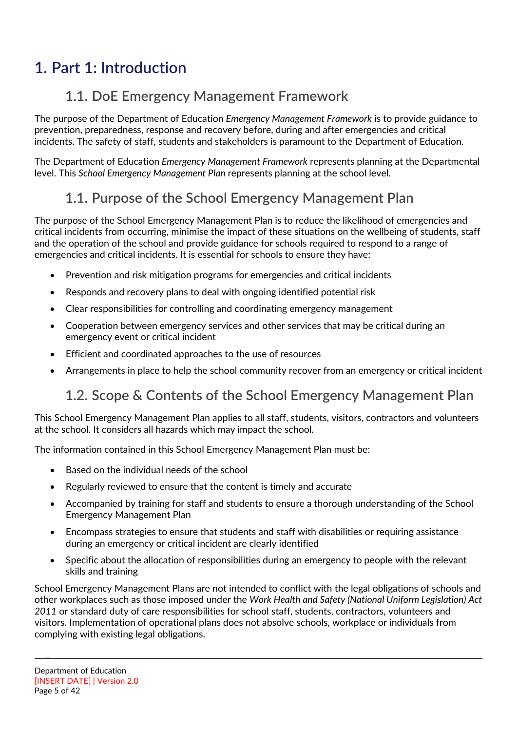# 1. Part 1: Introduction

## 1.1. DoE Emergency Management Framework

The purpose of the Department of Education *Emergency Management Framework* is to provide guidance to prevention, preparedness, response and recovery before, during and after emergencies and critical incidents. The safety of staff, students and stakeholders is paramount to the Department of Education.

The Department of Education *Emergency Management Framework* represents planning at the Departmental level. This *School Emergency Management Plan* represents planning at the school level.

## 1.1. Purpose of the School Emergency Management Plan

The purpose of the School Emergency Management Plan is to reduce the likelihood of emergencies and critical incidents from occurring, minimise the impact of these situations on the wellbeing of students, staff and the operation of the school and provide guidance for schools required to respond to a range of emergencies and critical incidents. It is essential for schools to ensure they have:

- Prevention and risk mitigation programs for emergencies and critical incidents
- Responds and recovery plans to deal with ongoing identified potential risk
- Clear responsibilities for controlling and coordinating emergency management
- Cooperation between emergency services and other services that may be critical during an emergency event or critical incident
- Efficient and coordinated approaches to the use of resources
- Arrangements in place to help the school community recover from an emergency or critical incident

## 1.2. Scope & Contents of the School Emergency Management Plan

This School Emergency Management Plan applies to all staff, students, visitors, contractors and volunteers at the school. It considers all hazards which may impact the school.

The information contained in this School Emergency Management Plan must be:

- Based on the individual needs of the school
- Regularly reviewed to ensure that the content is timely and accurate
- Accompanied by training for staff and students to ensure a thorough understanding of the School Emergency Management Plan
- Encompass strategies to ensure that students and staff with disabilities or requiring assistance during an emergency or critical incident are clearly identified
- Specific about the allocation of responsibilities during an emergency to people with the relevant skills and training

School Emergency Management Plans are not intended to conflict with the legal obligations of schools and other workplaces such as those imposed under the *Work Health and Safety (National Uniform Legislation) Act 2011* or standard duty of care responsibilities for school staff, students, contractors, volunteers and visitors. Implementation of operational plans does not absolve schools, workplace or individuals from complying with existing legal obligations.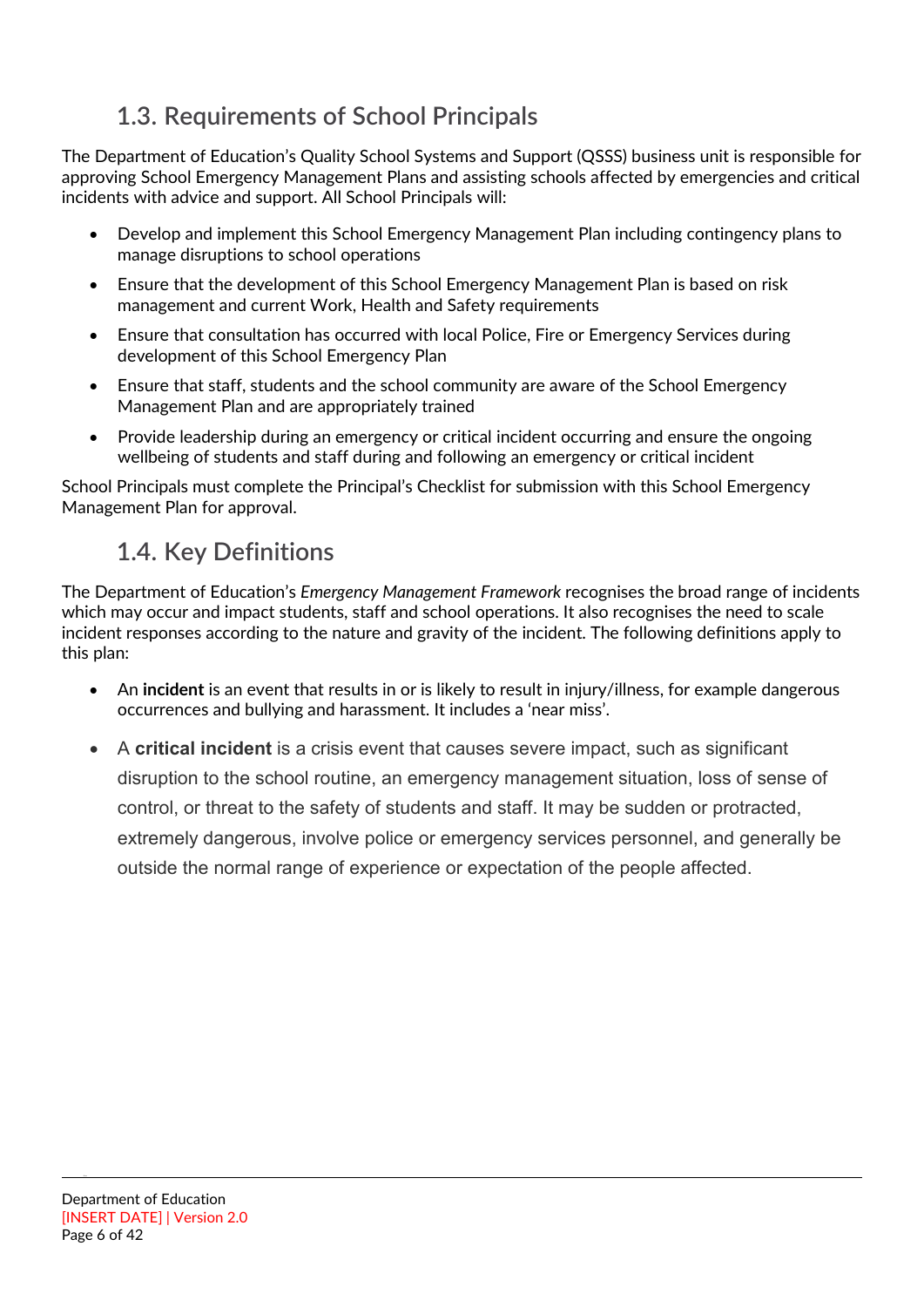## 1.3. Requirements of School Principals

The Department of Education's Quality School Systems and Support (QSSS) business unit is responsible for approving School Emergency Management Plans and assisting schools affected by emergencies and critical incidents with advice and support. All School Principals will:

- Develop and implement this School Emergency Management Plan including contingency plans to manage disruptions to school operations
- Ensure that the development of this School Emergency Management Plan is based on risk management and current Work, Health and Safety requirements
- Ensure that consultation has occurred with local Police, Fire or Emergency Services during development of this School Emergency Plan
- Ensure that staff, students and the school community are aware of the School Emergency Management Plan and are appropriately trained
- Provide leadership during an emergency or critical incident occurring and ensure the ongoing wellbeing of students and staff during and following an emergency or critical incident

School Principals must complete the Principal's Checklist for submission with this School Emergency Management Plan for approval.

## 1.4. Key Definitions

The Department of Education's *Emergency Management Framework* recognises the broad range of incidents which may occur and impact students, staff and school operations. It also recognises the need to scale incident responses according to the nature and gravity of the incident. The following definitions apply to this plan:

- An **incident** is an event that results in or is likely to result in injury/illness, for example dangerous occurrences and bullying and harassment. It includes a 'near miss'.
- A **critical incident** is a crisis event that causes severe impact, such as significant disruption to the school routine, an emergency management situation, loss of sense of control, or threat to the safety of students and staff. It may be sudden or protracted, extremely dangerous, involve police or emergency services personnel, and generally be outside the normal range of experience or expectation of the people affected.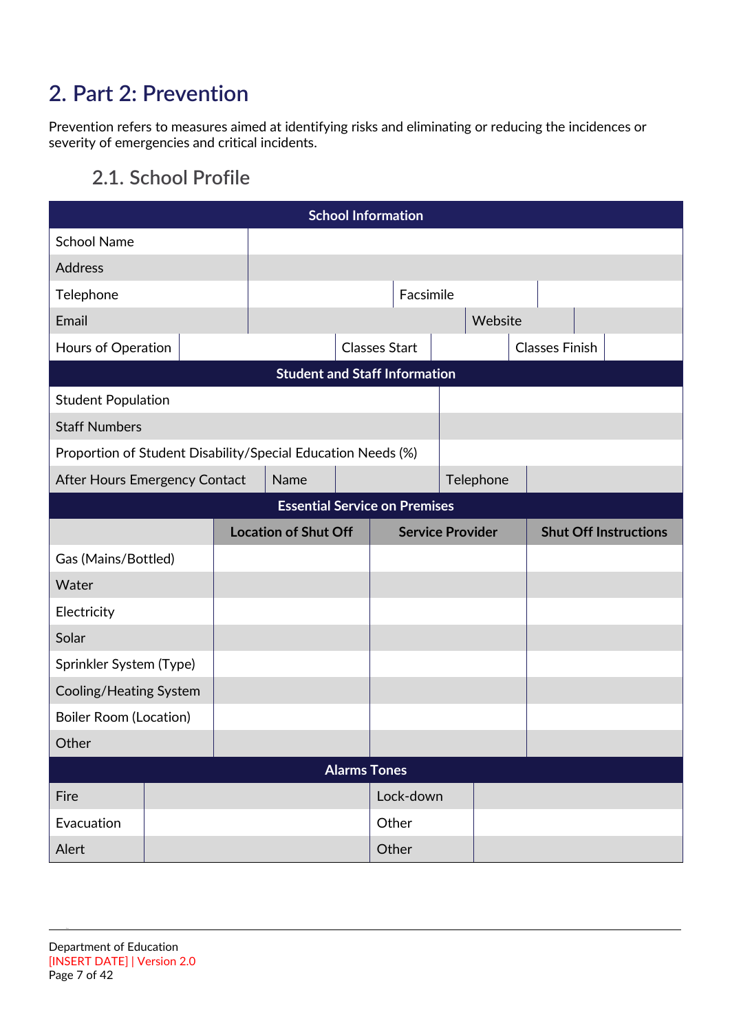# 2. Part 2: Prevention

Prevention refers to measures aimed at identifying risks and eliminating or reducing the incidences or severity of emergencies and critical incidents.

## 2.1. School Profile

| School Information | | | | | |
|---|---|---|---|---|---|
| School Name | | | | | |
| Address | | | | | |
| Telephone | | Facsimile | | | |
| Email | | Website | | | |
| Hours of Operation | | Classes Start | | Classes Finish | |

| Student and Staff Information | | | | |
|---|---|---|---|---|
| Student Population | | | | |
| Staff Numbers | | | | |
| Proportion of Student Disability/Special Education Needs (%) | | | | |
| After Hours Emergency Contact | Name | | Telephone | |

| Essential Service on Premises | | | |
|---|---|---|---|
| | **Location of Shut Off** | **Service Provider** | **Shut Off Instructions** |
| Gas (Mains/Bottled) | | | |
| Water | | | |
| Electricity | | | |
| Solar | | | |
| Sprinkler System (Type) | | | |
| Cooling/Heating System | | | |
| Boiler Room (Location) | | | |
| Other | | | |

| Alarms Tones | | | |
|---|---|---|---|
| Fire | | Lock-down | |
| Evacuation | | Other | |
| Alert | | Other | |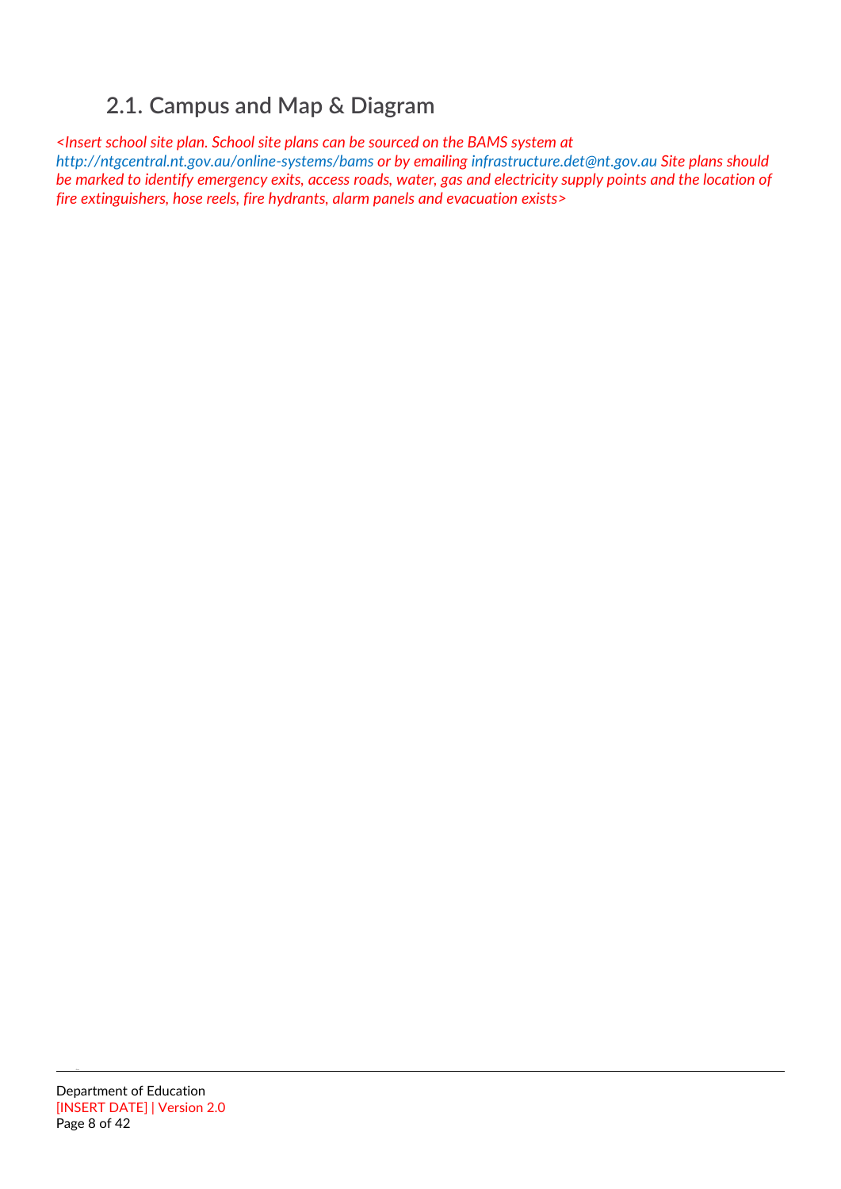## 2.1. Campus and Map & Diagram

*<Insert school site plan. School site plans can be sourced on the BAMS system at http://ntgcentral.nt.gov.au/online-systems/bams or by emailing infrastructure.det@nt.gov.au Site plans should be marked to identify emergency exits, access roads, water, gas and electricity supply points and the location of fire extinguishers, hose reels, fire hydrants, alarm panels and evacuation exists>*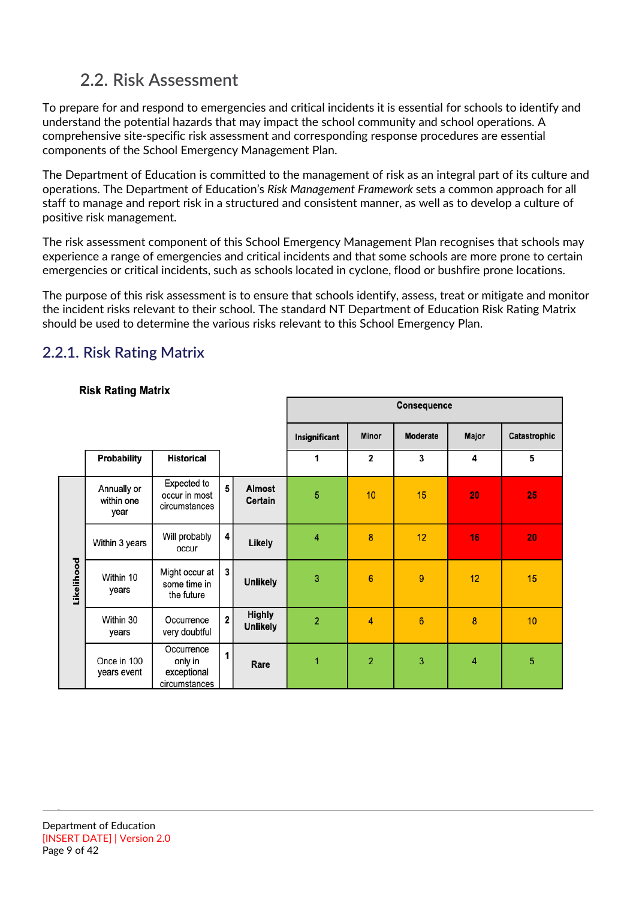## 2.2. Risk Assessment

To prepare for and respond to emergencies and critical incidents it is essential for schools to identify and understand the potential hazards that may impact the school community and school operations. A comprehensive site-specific risk assessment and corresponding response procedures are essential components of the School Emergency Management Plan.

The Department of Education is committed to the management of risk as an integral part of its culture and operations. The Department of Education's *Risk Management Framework* sets a common approach for all staff to manage and report risk in a structured and consistent manner, as well as to develop a culture of positive risk management.

The risk assessment component of this School Emergency Management Plan recognises that schools may experience a range of emergencies and critical incidents and that some schools are more prone to certain emergencies or critical incidents, such as schools located in cyclone, flood or bushfire prone locations.

The purpose of this risk assessment is to ensure that schools identify, assess, treat or mitigate and monitor the incident risks relevant to their school. The standard NT Department of Education Risk Rating Matrix should be used to determine the various risks relevant to this School Emergency Plan.

### 2.2.1. Risk Rating Matrix

**Risk Rating Matrix**

| | | | | | Consequence | | | | |
|---|---|---|---|---|---|---|---|---|---|
| | | | | | Insignificant | Minor | Moderate | Major | Catastrophic |
| | Probability | Historical | | | 1 | 2 | 3 | 4 | 5 |
| Likelihood | Annually or within one year | Expected to occur in most circumstances | 5 | Almost Certain | 5 | 10 | 15 | 20 | 25 |
| | Within 3 years | Will probably occur | 4 | Likely | 4 | 8 | 12 | 16 | 20 |
| | Within 10 years | Might occur at some time in the future | 3 | Unlikely | 3 | 6 | 9 | 12 | 15 |
| | Within 30 years | Occurrence very doubtful | 2 | Highly Unlikely | 2 | 4 | 6 | 8 | 10 |
| | Once in 100 years event | Occurrence only in exceptional circumstances | 1 | Rare | 1 | 2 | 3 | 4 | 5 |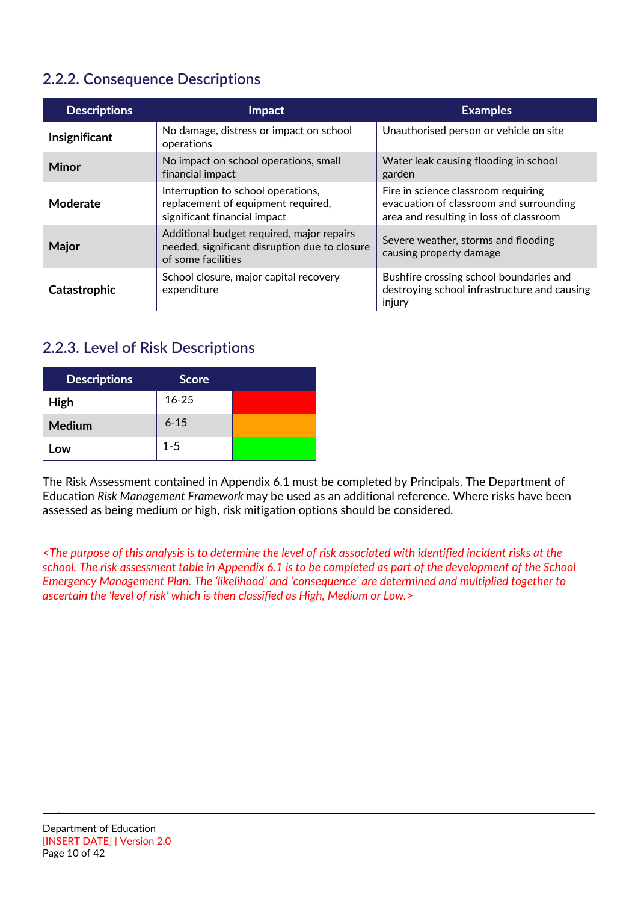## 2.2.2. Consequence Descriptions

| Descriptions | Impact | Examples |
|---|---|---|
| **Insignificant** | No damage, distress or impact on school operations | Unauthorised person or vehicle on site |
| **Minor** | No impact on school operations, small financial impact | Water leak causing flooding in school garden |
| **Moderate** | Interruption to school operations, replacement of equipment required, significant financial impact | Fire in science classroom requiring evacuation of classroom and surrounding area and resulting in loss of classroom |
| **Major** | Additional budget required, major repairs needed, significant disruption due to closure of some facilities | Severe weather, storms and flooding causing property damage |
| **Catastrophic** | School closure, major capital recovery expenditure | Bushfire crossing school boundaries and destroying school infrastructure and causing injury |

## 2.2.3. Level of Risk Descriptions

| Descriptions | Score | |
|---|---|---|
| **High** | 16-25 | |
| **Medium** | 6-15 | |
| **Low** | 1-5 | |

The Risk Assessment contained in Appendix 6.1 must be completed by Principals. The Department of Education *Risk Management Framework* may be used as an additional reference. Where risks have been assessed as being medium or high, risk mitigation options should be considered.

*<The purpose of this analysis is to determine the level of risk associated with identified incident risks at the school. The risk assessment table in Appendix 6.1 is to be completed as part of the development of the School Emergency Management Plan. The 'likelihood' and 'consequence' are determined and multiplied together to ascertain the 'level of risk' which is then classified as High, Medium or Low.>*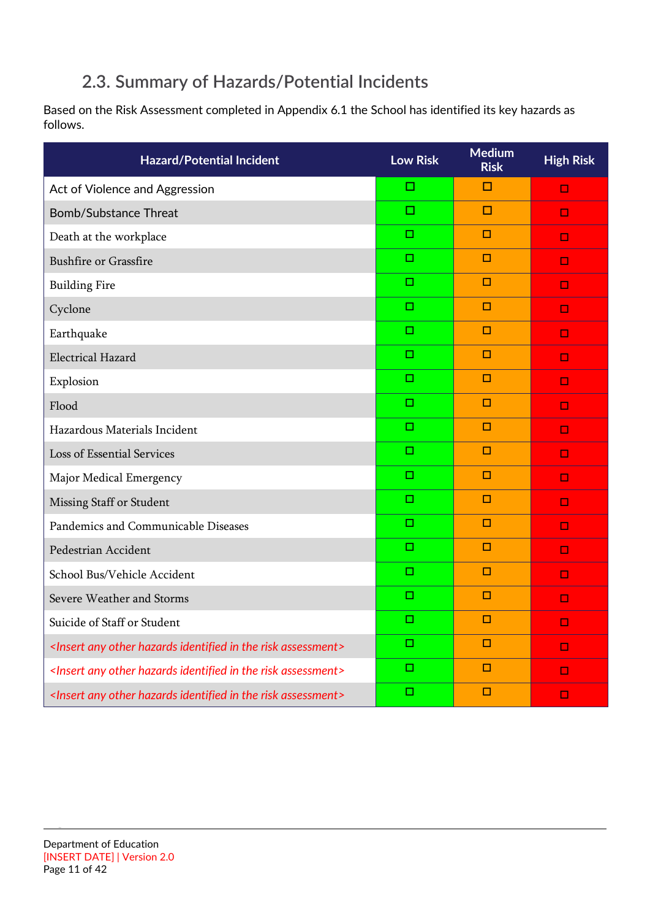## 2.3. Summary of Hazards/Potential Incidents

Based on the Risk Assessment completed in Appendix 6.1 the School has identified its key hazards as follows.

| Hazard/Potential Incident | Low Risk | Medium Risk | High Risk |
|---|---|---|---|
| Act of Violence and Aggression | ☐ | ☐ | ☐ |
| Bomb/Substance Threat | ☐ | ☐ | ☐ |
| Death at the workplace | ☐ | ☐ | ☐ |
| Bushfire or Grassfire | ☐ | ☐ | ☐ |
| Building Fire | ☐ | ☐ | ☐ |
| Cyclone | ☐ | ☐ | ☐ |
| Earthquake | ☐ | ☐ | ☐ |
| Electrical Hazard | ☐ | ☐ | ☐ |
| Explosion | ☐ | ☐ | ☐ |
| Flood | ☐ | ☐ | ☐ |
| Hazardous Materials Incident | ☐ | ☐ | ☐ |
| Loss of Essential Services | ☐ | ☐ | ☐ |
| Major Medical Emergency | ☐ | ☐ | ☐ |
| Missing Staff or Student | ☐ | ☐ | ☐ |
| Pandemics and Communicable Diseases | ☐ | ☐ | ☐ |
| Pedestrian Accident | ☐ | ☐ | ☐ |
| School Bus/Vehicle Accident | ☐ | ☐ | ☐ |
| Severe Weather and Storms | ☐ | ☐ | ☐ |
| Suicide of Staff or Student | ☐ | ☐ | ☐ |
| *<Insert any other hazards identified in the risk assessment>* | ☐ | ☐ | ☐ |
| *<Insert any other hazards identified in the risk assessment>* | ☐ | ☐ | ☐ |
| *<Insert any other hazards identified in the risk assessment>* | ☐ | ☐ | ☐ |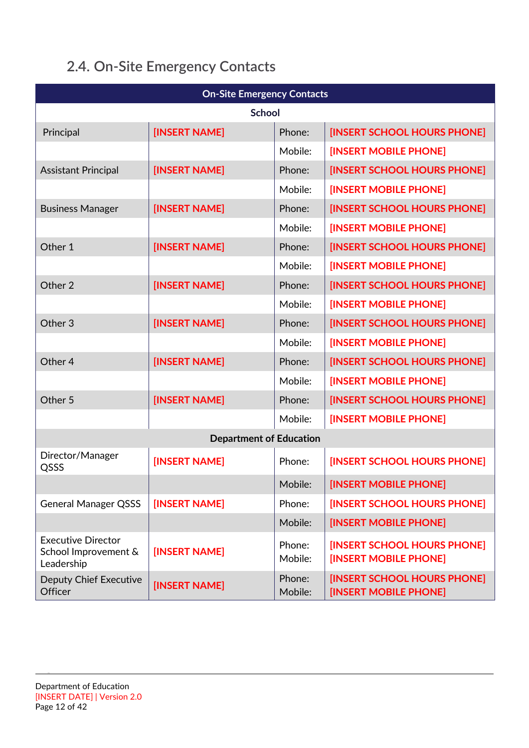## 2.4. On-Site Emergency Contacts

| On-Site Emergency Contacts | | | |
|---|---|---|---|
| **School** | | | |
| Principal | [INSERT NAME] | Phone: | [INSERT SCHOOL HOURS PHONE] |
| | | Mobile: | [INSERT MOBILE PHONE] |
| Assistant Principal | [INSERT NAME] | Phone: | [INSERT SCHOOL HOURS PHONE] |
| | | Mobile: | [INSERT MOBILE PHONE] |
| Business Manager | [INSERT NAME] | Phone: | [INSERT SCHOOL HOURS PHONE] |
| | | Mobile: | [INSERT MOBILE PHONE] |
| Other 1 | [INSERT NAME] | Phone: | [INSERT SCHOOL HOURS PHONE] |
| | | Mobile: | [INSERT MOBILE PHONE] |
| Other 2 | [INSERT NAME] | Phone: | [INSERT SCHOOL HOURS PHONE] |
| | | Mobile: | [INSERT MOBILE PHONE] |
| Other 3 | [INSERT NAME] | Phone: | [INSERT SCHOOL HOURS PHONE] |
| | | Mobile: | [INSERT MOBILE PHONE] |
| Other 4 | [INSERT NAME] | Phone: | [INSERT SCHOOL HOURS PHONE] |
| | | Mobile: | [INSERT MOBILE PHONE] |
| Other 5 | [INSERT NAME] | Phone: | [INSERT SCHOOL HOURS PHONE] |
| | | Mobile: | [INSERT MOBILE PHONE] |
| **Department of Education** | | | |
| Director/Manager QSSS | [INSERT NAME] | Phone: | [INSERT SCHOOL HOURS PHONE] |
| | | Mobile: | [INSERT MOBILE PHONE] |
| General Manager QSSS | [INSERT NAME] | Phone: | [INSERT SCHOOL HOURS PHONE] |
| | | Mobile: | [INSERT MOBILE PHONE] |
| Executive Director School Improvement & Leadership | [INSERT NAME] | Phone: Mobile: | [INSERT SCHOOL HOURS PHONE] [INSERT MOBILE PHONE] |
| Deputy Chief Executive Officer | [INSERT NAME] | Phone: Mobile: | [INSERT SCHOOL HOURS PHONE] [INSERT MOBILE PHONE] |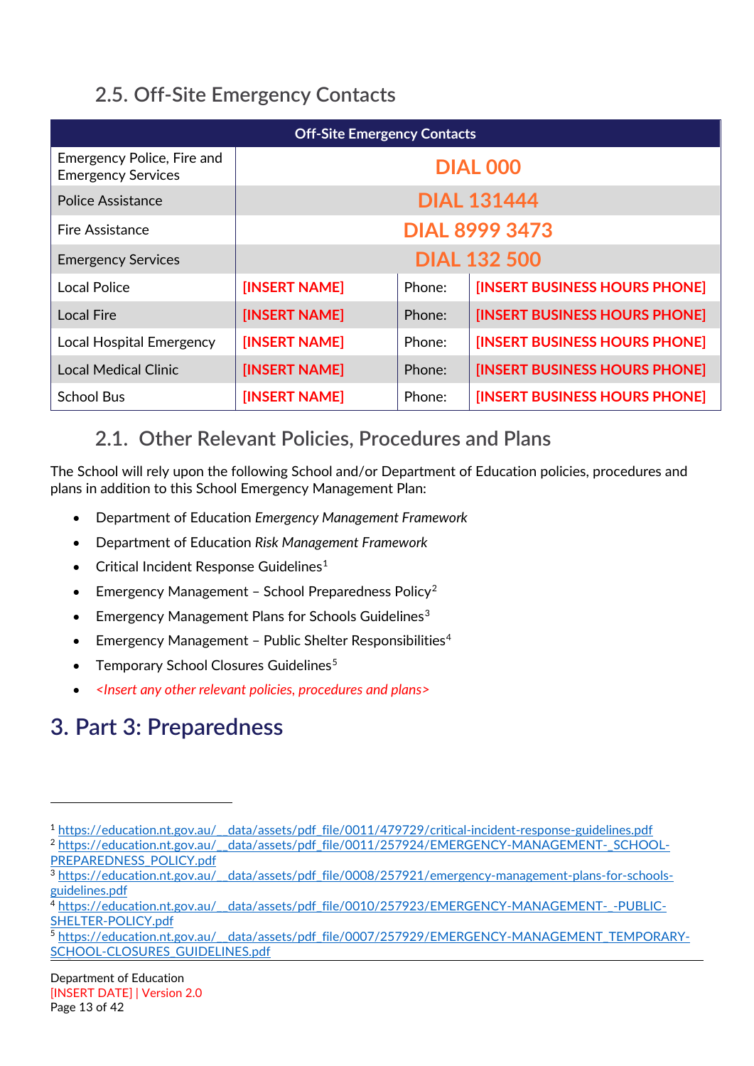## 2.5. Off-Site Emergency Contacts

| Off-Site Emergency Contacts | | | |
|---|---|---|---|
| Emergency Police, Fire and Emergency Services | DIAL 000 | | |
| Police Assistance | DIAL 131444 | | |
| Fire Assistance | DIAL 8999 3473 | | |
| Emergency Services | DIAL 132 500 | | |
| Local Police | [INSERT NAME] | Phone: | [INSERT BUSINESS HOURS PHONE] |
| Local Fire | [INSERT NAME] | Phone: | [INSERT BUSINESS HOURS PHONE] |
| Local Hospital Emergency | [INSERT NAME] | Phone: | [INSERT BUSINESS HOURS PHONE] |
| Local Medical Clinic | [INSERT NAME] | Phone: | [INSERT BUSINESS HOURS PHONE] |
| School Bus | [INSERT NAME] | Phone: | [INSERT BUSINESS HOURS PHONE] |

## 2.1. Other Relevant Policies, Procedures and Plans

The School will rely upon the following School and/or Department of Education policies, procedures and plans in addition to this School Emergency Management Plan:

- Department of Education *Emergency Management Framework*
- Department of Education *Risk Management Framework*
- Critical Incident Response Guidelines[1]
- Emergency Management – School Preparedness Policy[2]
- Emergency Management Plans for Schools Guidelines[3]
- Emergency Management – Public Shelter Responsibilities[4]
- Temporary School Closures Guidelines[5]
- *<Insert any other relevant policies, procedures and plans>*

# 3. Part 3: Preparedness

[1] https://education.nt.gov.au/__data/assets/pdf_file/0011/479729/critical-incident-response-guidelines.pdf
[2] https://education.nt.gov.au/__data/assets/pdf_file/0011/257924/EMERGENCY-MANAGEMENT-_SCHOOL-PREPAREDNESS_POLICY.pdf
[3] https://education.nt.gov.au/__data/assets/pdf_file/0008/257921/emergency-management-plans-for-schools-guidelines.pdf
[4] https://education.nt.gov.au/__data/assets/pdf_file/0010/257923/EMERGENCY-MANAGEMENT-_-PUBLIC-SHELTER-POLICY.pdf
[5] https://education.nt.gov.au/__data/assets/pdf_file/0007/257929/EMERGENCY-MANAGEMENT_TEMPORARY-SCHOOL-CLOSURES_GUIDELINES.pdf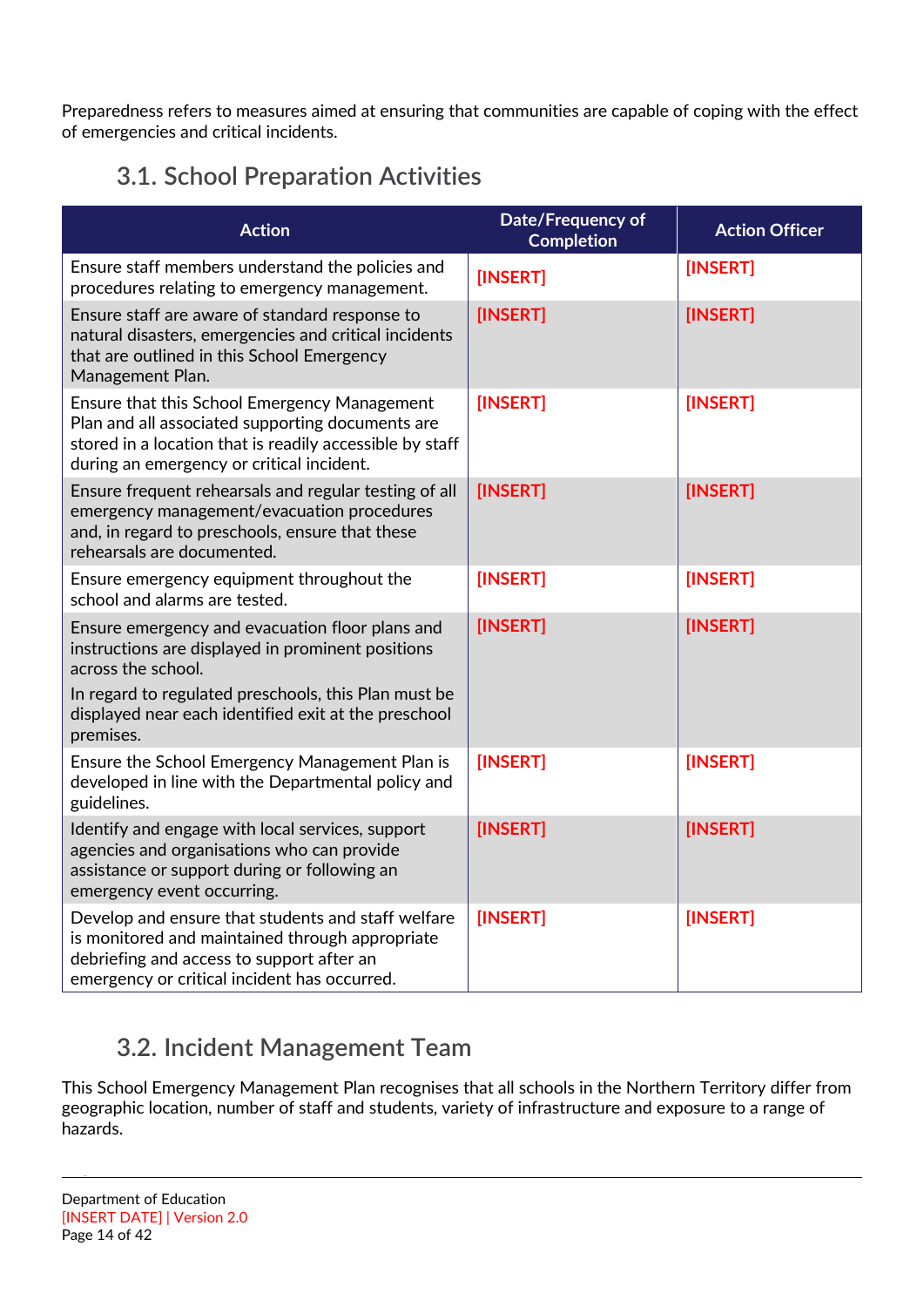Preparedness refers to measures aimed at ensuring that communities are capable of coping with the effect of emergencies and critical incidents.

## 3.1. School Preparation Activities

| Action | Date/Frequency of Completion | Action Officer |
|---|---|---|
| Ensure staff members understand the policies and procedures relating to emergency management. | [INSERT] | [INSERT] |
| Ensure staff are aware of standard response to natural disasters, emergencies and critical incidents that are outlined in this School Emergency Management Plan. | [INSERT] | [INSERT] |
| Ensure that this School Emergency Management Plan and all associated supporting documents are stored in a location that is readily accessible by staff during an emergency or critical incident. | [INSERT] | [INSERT] |
| Ensure frequent rehearsals and regular testing of all emergency management/evacuation procedures and, in regard to preschools, ensure that these rehearsals are documented. | [INSERT] | [INSERT] |
| Ensure emergency equipment throughout the school and alarms are tested. | [INSERT] | [INSERT] |
| Ensure emergency and evacuation floor plans and instructions are displayed in prominent positions across the school.<br><br>In regard to regulated preschools, this Plan must be displayed near each identified exit at the preschool premises. | [INSERT] | [INSERT] |
| Ensure the School Emergency Management Plan is developed in line with the Departmental policy and guidelines. | [INSERT] | [INSERT] |
| Identify and engage with local services, support agencies and organisations who can provide assistance or support during or following an emergency event occurring. | [INSERT] | [INSERT] |
| Develop and ensure that students and staff welfare is monitored and maintained through appropriate debriefing and access to support after an emergency or critical incident has occurred. | [INSERT] | [INSERT] |

## 3.2. Incident Management Team

This School Emergency Management Plan recognises that all schools in the Northern Territory differ from geographic location, number of staff and students, variety of infrastructure and exposure to a range of hazards.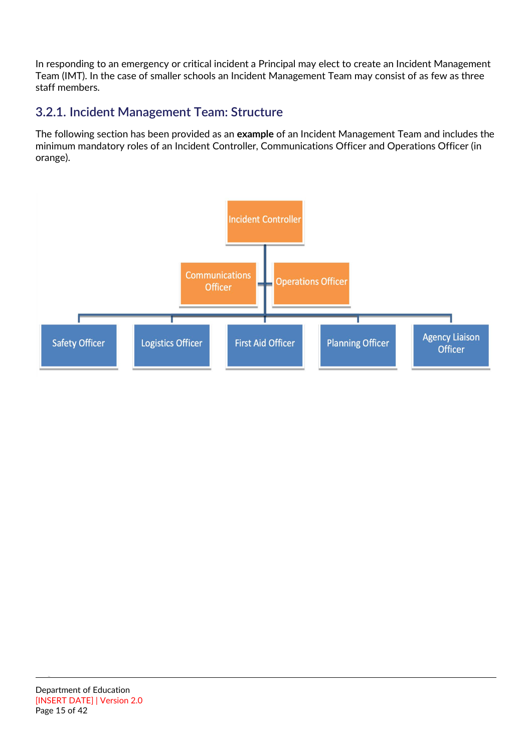In responding to an emergency or critical incident a Principal may elect to create an Incident Management Team (IMT). In the case of smaller schools an Incident Management Team may consist of as few as three staff members.

### 3.2.1. Incident Management Team: Structure

The following section has been provided as an **example** of an Incident Management Team and includes the minimum mandatory roles of an Incident Controller, Communications Officer and Operations Officer (in orange).

Incident Controller

Communications Officer

Operations Officer

Safety Officer

Logistics Officer

First Aid Officer

Planning Officer

Agency Liaison Officer

Department of Education
[INSERT DATE] | Version 2.0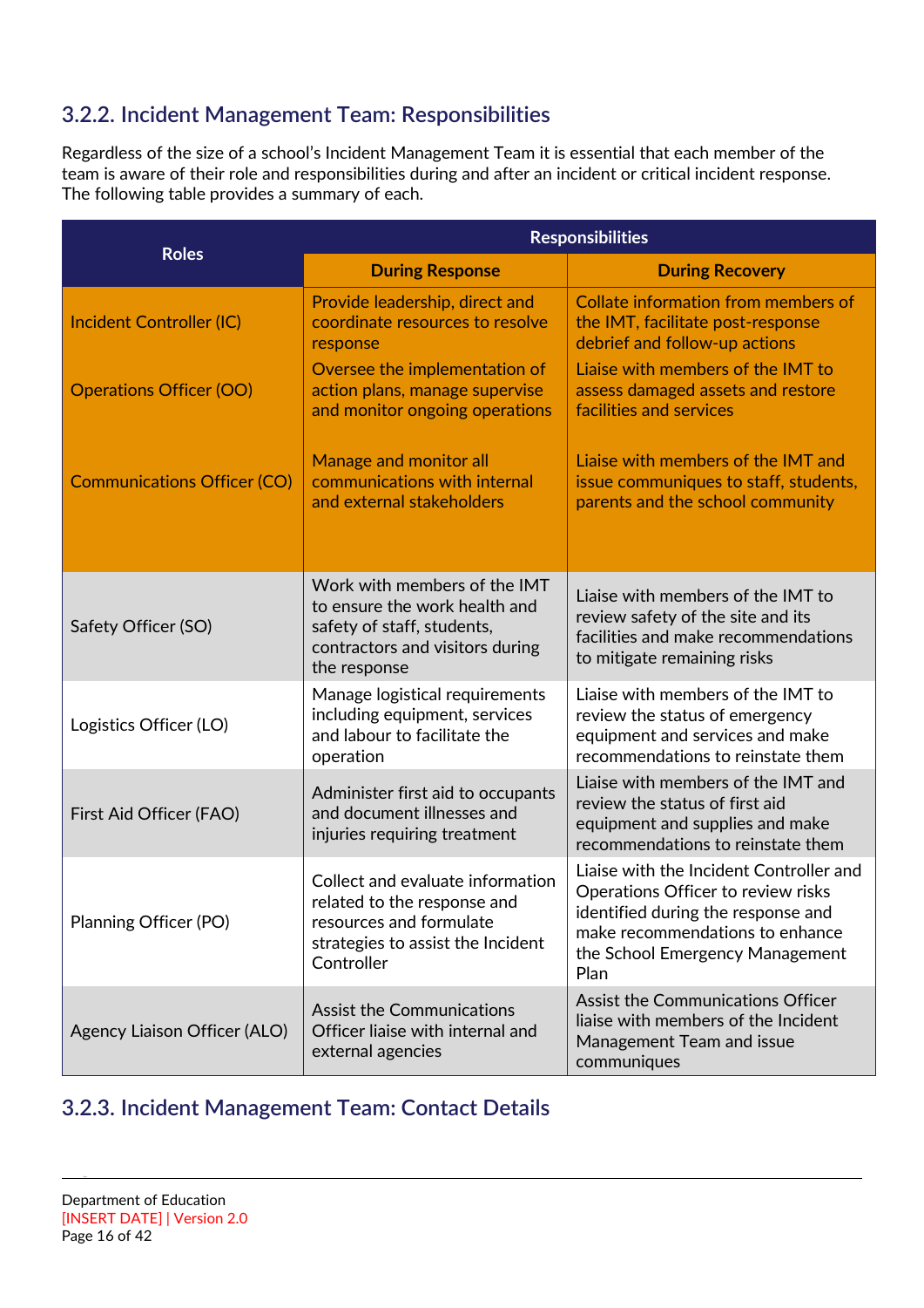### 3.2.2. Incident Management Team: Responsibilities

Regardless of the size of a school's Incident Management Team it is essential that each member of the team is aware of their role and responsibilities during and after an incident or critical incident response. The following table provides a summary of each.

| Roles | Responsibilities | |
|---|---|---|
| | **During Response** | **During Recovery** |
| Incident Controller (IC) | Provide leadership, direct and coordinate resources to resolve response | Collate information from members of the IMT, facilitate post-response debrief and follow-up actions |
| Operations Officer (OO) | Oversee the implementation of action plans, manage supervise and monitor ongoing operations | Liaise with members of the IMT to assess damaged assets and restore facilities and services |
| Communications Officer (CO) | Manage and monitor all communications with internal and external stakeholders | Liaise with members of the IMT and issue communiques to staff, students, parents and the school community |
| Safety Officer (SO) | Work with members of the IMT to ensure the work health and safety of staff, students, contractors and visitors during the response | Liaise with members of the IMT to review safety of the site and its facilities and make recommendations to mitigate remaining risks |
| Logistics Officer (LO) | Manage logistical requirements including equipment, services and labour to facilitate the operation | Liaise with members of the IMT to review the status of emergency equipment and services and make recommendations to reinstate them |
| First Aid Officer (FAO) | Administer first aid to occupants and document illnesses and injuries requiring treatment | Liaise with members of the IMT and review the status of first aid equipment and supplies and make recommendations to reinstate them |
| Planning Officer (PO) | Collect and evaluate information related to the response and resources and formulate strategies to assist the Incident Controller | Liaise with the Incident Controller and Operations Officer to review risks identified during the response and make recommendations to enhance the School Emergency Management Plan |
| Agency Liaison Officer (ALO) | Assist the Communications Officer liaise with internal and external agencies | Assist the Communications Officer liaise with members of the Incident Management Team and issue communiques |

### 3.2.3. Incident Management Team: Contact Details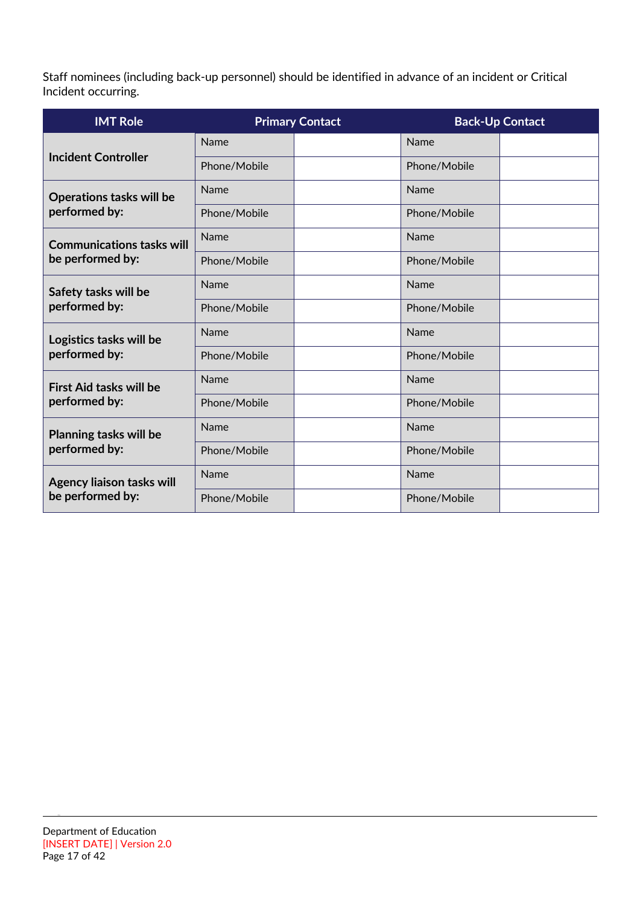Staff nominees (including back-up personnel) should be identified in advance of an incident or Critical Incident occurring.

| IMT Role | Primary Contact | | Back-Up Contact | |
|---|---|---|---|---|
| **Incident Controller** | Name | | Name | |
| | Phone/Mobile | | Phone/Mobile | |
| **Operations tasks will be performed by:** | Name | | Name | |
| | Phone/Mobile | | Phone/Mobile | |
| **Communications tasks will be performed by:** | Name | | Name | |
| | Phone/Mobile | | Phone/Mobile | |
| **Safety tasks will be performed by:** | Name | | Name | |
| | Phone/Mobile | | Phone/Mobile | |
| **Logistics tasks will be performed by:** | Name | | Name | |
| | Phone/Mobile | | Phone/Mobile | |
| **First Aid tasks will be performed by:** | Name | | Name | |
| | Phone/Mobile | | Phone/Mobile | |
| **Planning tasks will be performed by:** | Name | | Name | |
| | Phone/Mobile | | Phone/Mobile | |
| **Agency liaison tasks will be performed by:** | Name | | Name | |
| | Phone/Mobile | | Phone/Mobile | |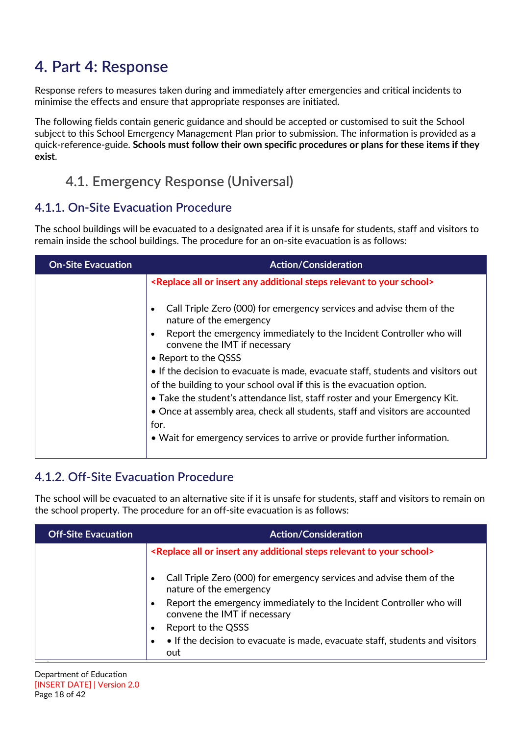# 4. Part 4: Response

Response refers to measures taken during and immediately after emergencies and critical incidents to minimise the effects and ensure that appropriate responses are initiated.

The following fields contain generic guidance and should be accepted or customised to suit the School subject to this School Emergency Management Plan prior to submission. The information is provided as a quick-reference-guide. **Schools must follow their own specific procedures or plans for these items if they exist**.

## 4.1. Emergency Response (Universal)

### 4.1.1. On-Site Evacuation Procedure

The school buildings will be evacuated to a designated area if it is unsafe for students, staff and visitors to remain inside the school buildings. The procedure for an on-site evacuation is as follows:

| On-Site Evacuation | Action/Consideration |
|---|---|
| | **<Replace all or insert any additional steps relevant to your school>**<br><br>• Call Triple Zero (000) for emergency services and advise them of the nature of the emergency<br>• Report the emergency immediately to the Incident Controller who will convene the IMT if necessary<br>• Report to the QSSS<br>• If the decision to evacuate is made, evacuate staff, students and visitors out of the building to your school oval **if** this is the evacuation option.<br>• Take the student's attendance list, staff roster and your Emergency Kit.<br>• Once at assembly area, check all students, staff and visitors are accounted for.<br>• Wait for emergency services to arrive or provide further information. |

### 4.1.2. Off-Site Evacuation Procedure

The school will be evacuated to an alternative site if it is unsafe for students, staff and visitors to remain on the school property. The procedure for an off-site evacuation is as follows:

| Off-Site Evacuation | Action/Consideration |
|---|---|
| | **<Replace all or insert any additional steps relevant to your school>**<br><br>• Call Triple Zero (000) for emergency services and advise them of the nature of the emergency<br>• Report the emergency immediately to the Incident Controller who will convene the IMT if necessary<br>• Report to the QSSS<br>• • If the decision to evacuate is made, evacuate staff, students and visitors out |

Department of Education
[INSERT DATE] | Version 2.0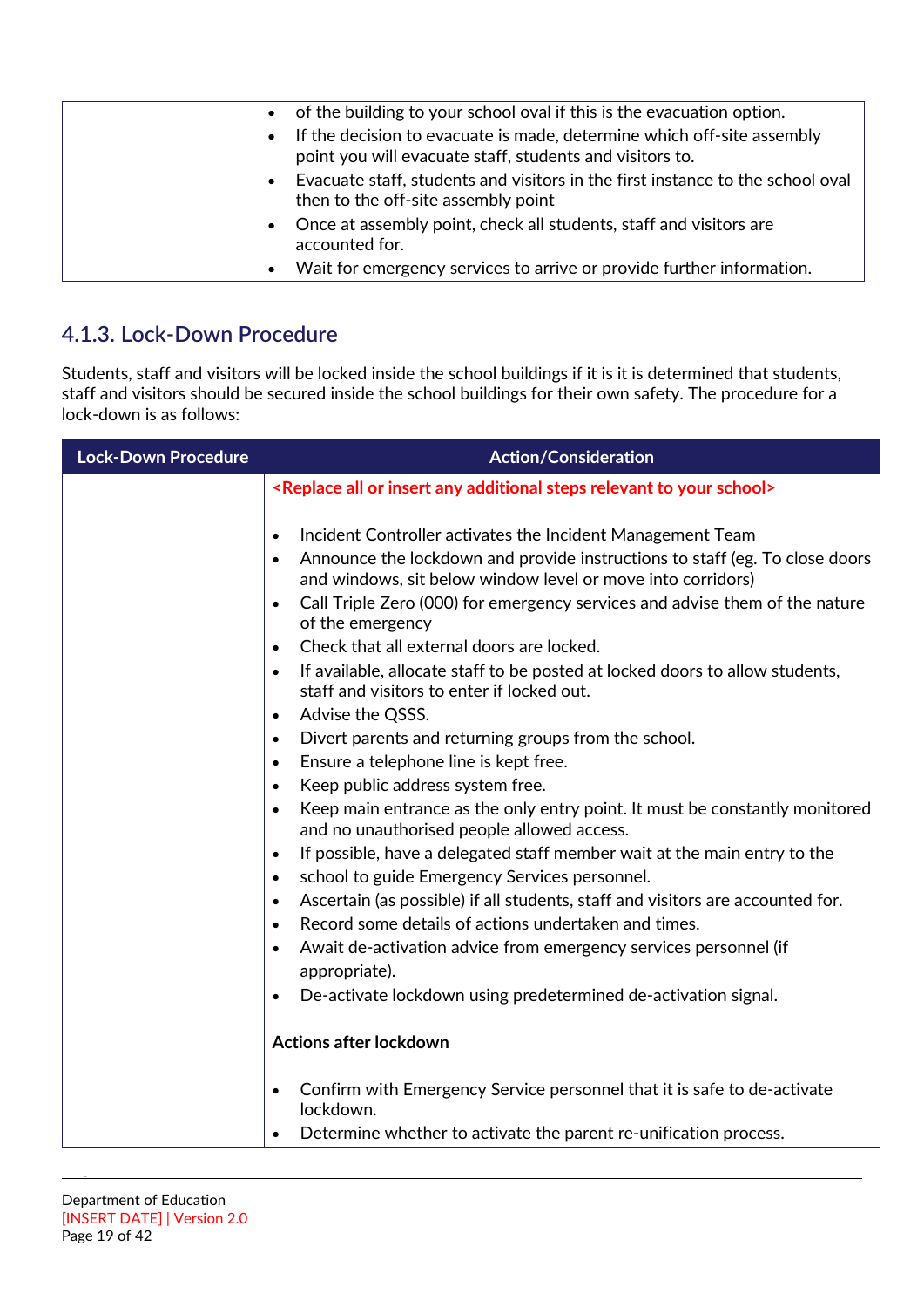| | |
|---|---|
| | • of the building to your school oval if this is the evacuation option.<br>• If the decision to evacuate is made, determine which off-site assembly point you will evacuate staff, students and visitors to.<br>• Evacuate staff, students and visitors in the first instance to the school oval then to the off-site assembly point<br>• Once at assembly point, check all students, staff and visitors are accounted for.<br>• Wait for emergency services to arrive or provide further information. |

### 4.1.3. Lock-Down Procedure

Students, staff and visitors will be locked inside the school buildings if it is it is determined that students, staff and visitors should be secured inside the school buildings for their own safety. The procedure for a lock-down is as follows:

| Lock-Down Procedure | Action/Consideration |
|---|---|
| | **<Replace all or insert any additional steps relevant to your school>**<br><br>• Incident Controller activates the Incident Management Team<br>• Announce the lockdown and provide instructions to staff (eg. To close doors and windows, sit below window level or move into corridors)<br>• Call Triple Zero (000) for emergency services and advise them of the nature of the emergency<br>• Check that all external doors are locked.<br>• If available, allocate staff to be posted at locked doors to allow students, staff and visitors to enter if locked out.<br>• Advise the QSSS.<br>• Divert parents and returning groups from the school.<br>• Ensure a telephone line is kept free.<br>• Keep public address system free.<br>• Keep main entrance as the only entry point. It must be constantly monitored and no unauthorised people allowed access.<br>• If possible, have a delegated staff member wait at the main entry to the<br>• school to guide Emergency Services personnel.<br>• Ascertain (as possible) if all students, staff and visitors are accounted for.<br>• Record some details of actions undertaken and times.<br>• Await de-activation advice from emergency services personnel (if appropriate).<br>• De-activate lockdown using predetermined de-activation signal.<br><br>**Actions after lockdown**<br><br>• Confirm with Emergency Service personnel that it is safe to de-activate lockdown.<br>• Determine whether to activate the parent re-unification process. |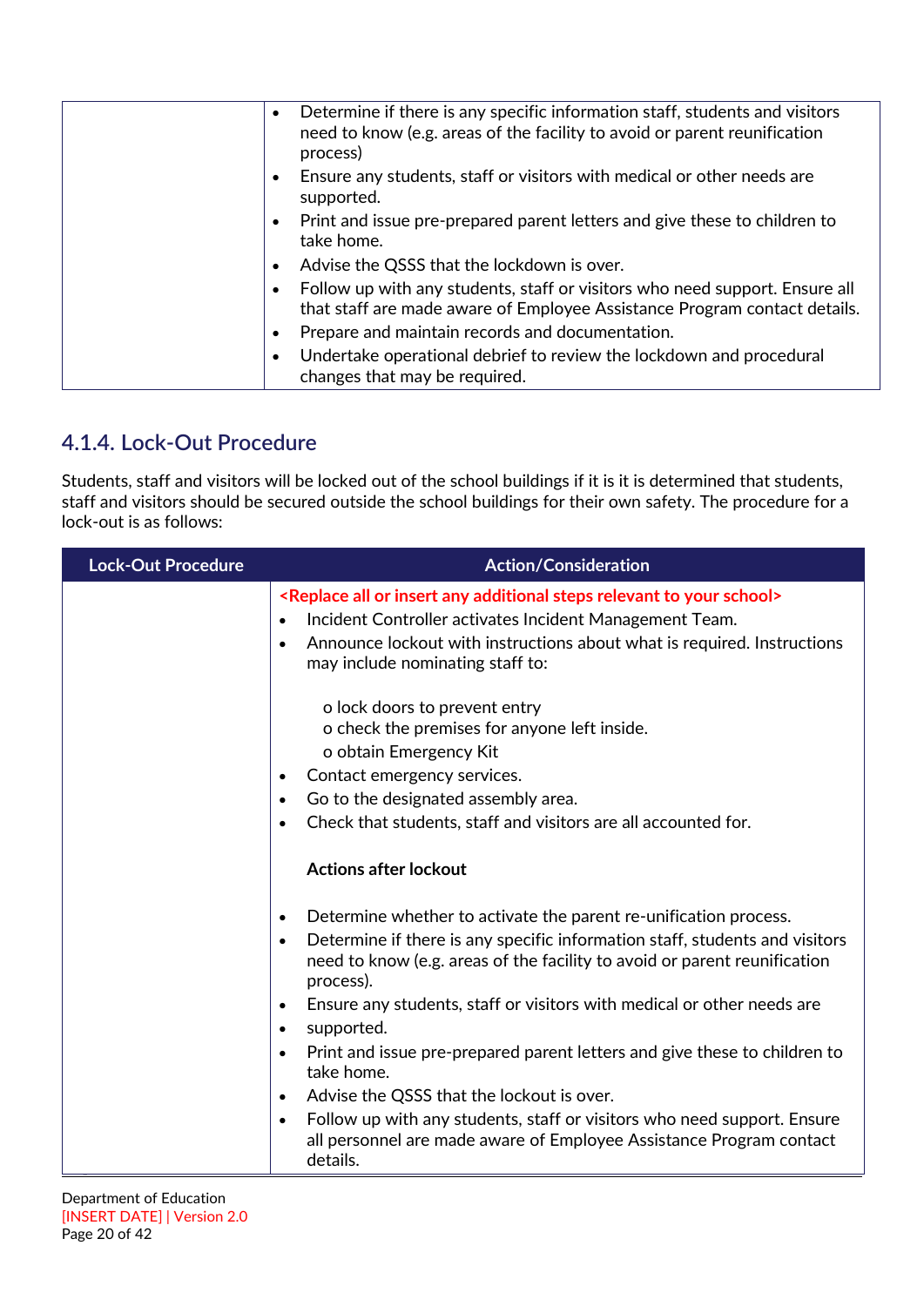| | |
|---|---|
| | • Determine if there is any specific information staff, students and visitors need to know (e.g. areas of the facility to avoid or parent reunification process)<br>• Ensure any students, staff or visitors with medical or other needs are supported.<br>• Print and issue pre-prepared parent letters and give these to children to take home.<br>• Advise the QSSS that the lockdown is over.<br>• Follow up with any students, staff or visitors who need support. Ensure all that staff are made aware of Employee Assistance Program contact details.<br>• Prepare and maintain records and documentation.<br>• Undertake operational debrief to review the lockdown and procedural changes that may be required. |

### 4.1.4. Lock-Out Procedure

Students, staff and visitors will be locked out of the school buildings if it is it is determined that students, staff and visitors should be secured outside the school buildings for their own safety. The procedure for a lock-out is as follows:

| Lock-Out Procedure | Action/Consideration |
|---|---|
| | <Replace all or insert any additional steps relevant to your school><br>• Incident Controller activates Incident Management Team.<br>• Announce lockout with instructions about what is required. Instructions may include nominating staff to:<br>o lock doors to prevent entry<br>o check the premises for anyone left inside.<br>o obtain Emergency Kit<br>• Contact emergency services.<br>• Go to the designated assembly area.<br>• Check that students, staff and visitors are all accounted for.<br>**Actions after lockout**<br>• Determine whether to activate the parent re-unification process.<br>• Determine if there is any specific information staff, students and visitors need to know (e.g. areas of the facility to avoid or parent reunification process).<br>• Ensure any students, staff or visitors with medical or other needs are<br>• supported.<br>• Print and issue pre-prepared parent letters and give these to children to take home.<br>• Advise the QSSS that the lockout is over.<br>• Follow up with any students, staff or visitors who need support. Ensure all personnel are made aware of Employee Assistance Program contact details. |

Department of Education
[INSERT DATE] | Version 2.0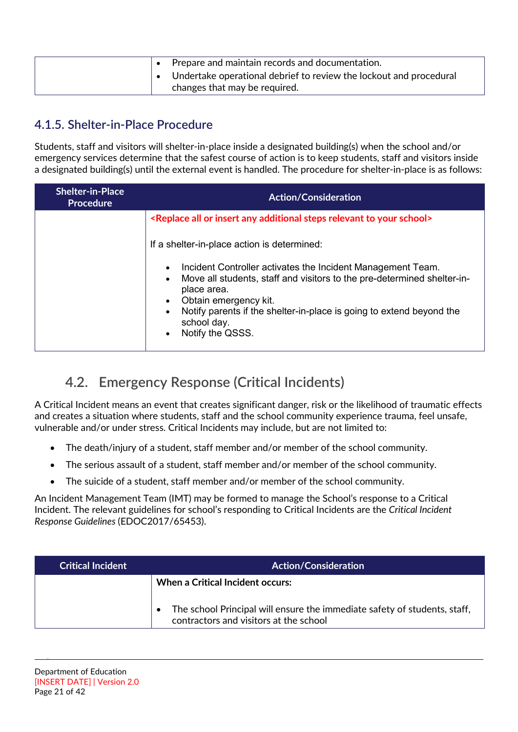| | |
|---|---|
| | • Prepare and maintain records and documentation.<br>• Undertake operational debrief to review the lockout and procedural changes that may be required. |

### 4.1.5. Shelter-in-Place Procedure

Students, staff and visitors will shelter-in-place inside a designated building(s) when the school and/or emergency services determine that the safest course of action is to keep students, staff and visitors inside a designated building(s) until the external event is handled. The procedure for shelter-in-place is as follows:

| Shelter-in-Place Procedure | Action/Consideration |
|---|---|
| | **<Replace all or insert any additional steps relevant to your school>**<br><br>If a shelter-in-place action is determined:<br><br>• Incident Controller activates the Incident Management Team.<br>• Move all students, staff and visitors to the pre-determined shelter-in-place area.<br>• Obtain emergency kit.<br>• Notify parents if the shelter-in-place is going to extend beyond the school day.<br>• Notify the QSSS. |

## 4.2. Emergency Response (Critical Incidents)

A Critical Incident means an event that creates significant danger, risk or the likelihood of traumatic effects and creates a situation where students, staff and the school community experience trauma, feel unsafe, vulnerable and/or under stress. Critical Incidents may include, but are not limited to:

- The death/injury of a student, staff member and/or member of the school community.
- The serious assault of a student, staff member and/or member of the school community.
- The suicide of a student, staff member and/or member of the school community.

An Incident Management Team (IMT) may be formed to manage the School's response to a Critical Incident. The relevant guidelines for school's responding to Critical Incidents are the *Critical Incident Response Guidelines* (EDOC2017/65453).

| Critical Incident | Action/Consideration |
|---|---|
| | **When a Critical Incident occurs:**<br><br>• The school Principal will ensure the immediate safety of students, staff, contractors and visitors at the school |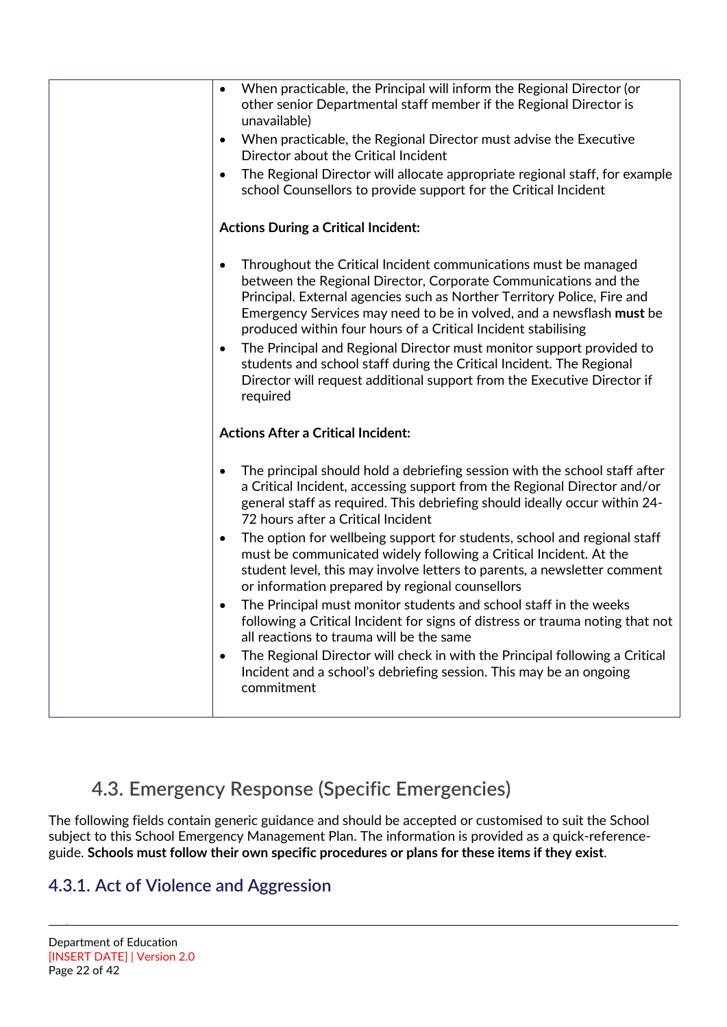| | • When practicable, the Principal will inform the Regional Director (or other senior Departmental staff member if the Regional Director is unavailable)<br>• When practicable, the Regional Director must advise the Executive Director about the Critical Incident<br>• The Regional Director will allocate appropriate regional staff, for example school Counsellors to provide support for the Critical Incident<br><br>**Actions During a Critical Incident:**<br><br>• Throughout the Critical Incident communications must be managed between the Regional Director, Corporate Communications and the Principal. External agencies such as Norther Territory Police, Fire and Emergency Services may need to be in volved, and a newsflash **must** be produced within four hours of a Critical Incident stabilising<br>• The Principal and Regional Director must monitor support provided to students and school staff during the Critical Incident. The Regional Director will request additional support from the Executive Director if required<br><br>**Actions After a Critical Incident:**<br><br>• The principal should hold a debriefing session with the school staff after a Critical Incident, accessing support from the Regional Director and/or general staff as required. This debriefing should ideally occur within 24-72 hours after a Critical Incident<br>• The option for wellbeing support for students, school and regional staff must be communicated widely following a Critical Incident. At the student level, this may involve letters to parents, a newsletter comment or information prepared by regional counsellors<br>• The Principal must monitor students and school staff in the weeks following a Critical Incident for signs of distress or trauma noting that not all reactions to trauma will be the same<br>• The Regional Director will check in with the Principal following a Critical Incident and a school's debriefing session. This may be an ongoing commitment |
|---|---|

## 4.3. Emergency Response (Specific Emergencies)

The following fields contain generic guidance and should be accepted or customised to suit the School subject to this School Emergency Management Plan. The information is provided as a quick-reference-guide. **Schools must follow their own specific procedures or plans for these items if they exist**.

### 4.3.1. Act of Violence and Aggression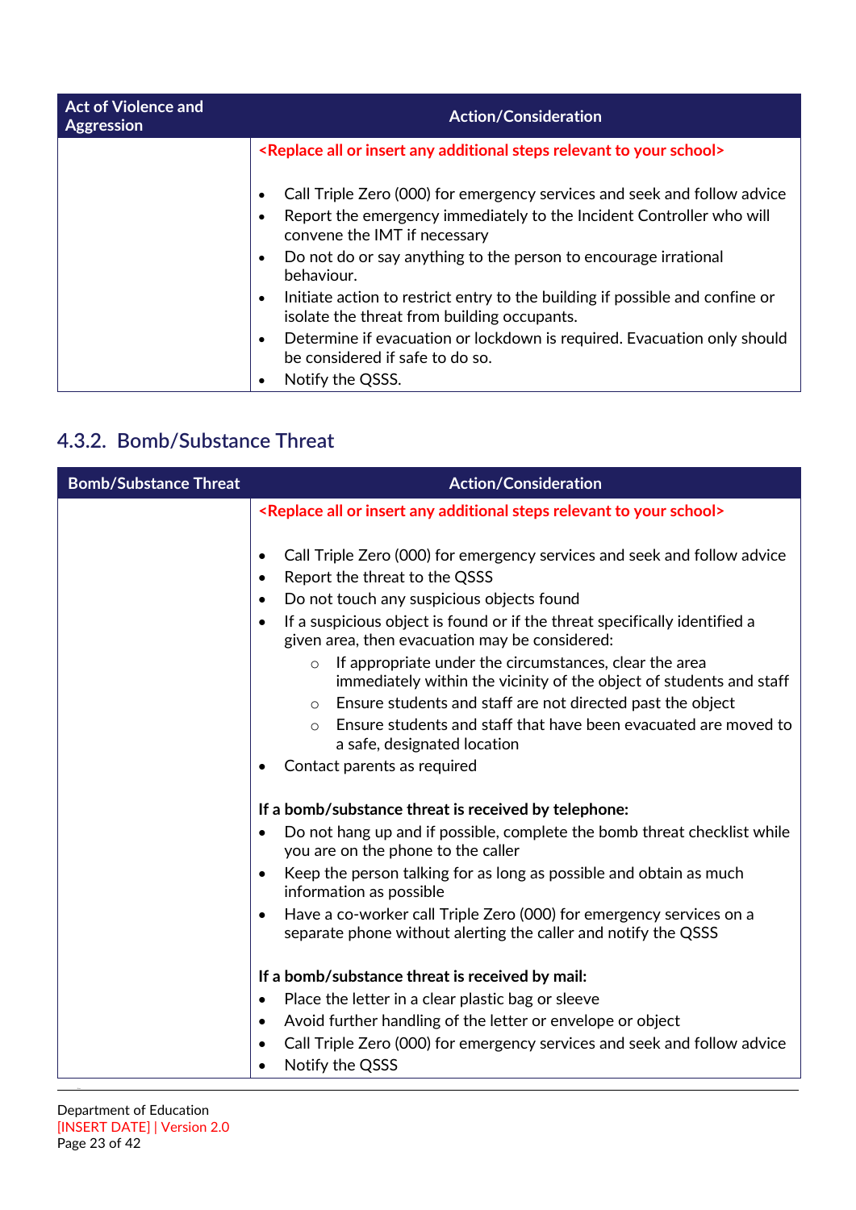| Act of Violence and Aggression | Action/Consideration |
|---|---|
| | <Replace all or insert any additional steps relevant to your school><br><br>• Call Triple Zero (000) for emergency services and seek and follow advice<br>• Report the emergency immediately to the Incident Controller who will convene the IMT if necessary<br>• Do not do or say anything to the person to encourage irrational behaviour.<br>• Initiate action to restrict entry to the building if possible and confine or isolate the threat from building occupants.<br>• Determine if evacuation or lockdown is required. Evacuation only should be considered if safe to do so.<br>• Notify the QSSS. |

### 4.3.2. Bomb/Substance Threat

| Bomb/Substance Threat | Action/Consideration |
|---|---|
| | <Replace all or insert any additional steps relevant to your school><br><br>• Call Triple Zero (000) for emergency services and seek and follow advice<br>• Report the threat to the QSSS<br>• Do not touch any suspicious objects found<br>• If a suspicious object is found or if the threat specifically identified a given area, then evacuation may be considered:<br>&nbsp;&nbsp;&nbsp;&nbsp;○ If appropriate under the circumstances, clear the area immediately within the vicinity of the object of students and staff<br>&nbsp;&nbsp;&nbsp;&nbsp;○ Ensure students and staff are not directed past the object<br>&nbsp;&nbsp;&nbsp;&nbsp;○ Ensure students and staff that have been evacuated are moved to a safe, designated location<br>• Contact parents as required<br><br>**If a bomb/substance threat is received by telephone:**<br>• Do not hang up and if possible, complete the bomb threat checklist while you are on the phone to the caller<br>• Keep the person talking for as long as possible and obtain as much information as possible<br>• Have a co-worker call Triple Zero (000) for emergency services on a separate phone without alerting the caller and notify the QSSS<br><br>**If a bomb/substance threat is received by mail:**<br>• Place the letter in a clear plastic bag or sleeve<br>• Avoid further handling of the letter or envelope or object<br>• Call Triple Zero (000) for emergency services and seek and follow advice<br>• Notify the QSSS |

Department of Education
[INSERT DATE] | Version 2.0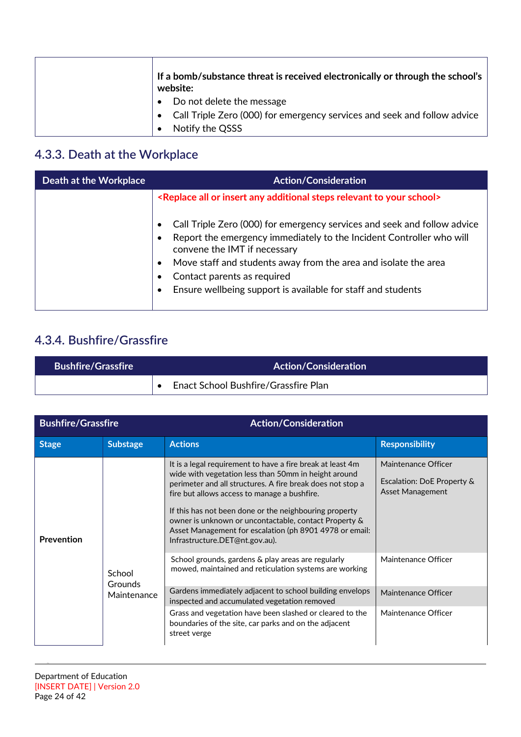| | |
|---|---|
| | **If a bomb/substance threat is received electronically or through the school's website:**<br>• Do not delete the message<br>• Call Triple Zero (000) for emergency services and seek and follow advice<br>• Notify the QSSS |

## 4.3.3. Death at the Workplace

| Death at the Workplace | Action/Consideration |
|---|---|
| | **<Replace all or insert any additional steps relevant to your school>**<br><br>• Call Triple Zero (000) for emergency services and seek and follow advice<br>• Report the emergency immediately to the Incident Controller who will convene the IMT if necessary<br>• Move staff and students away from the area and isolate the area<br>• Contact parents as required<br>• Ensure wellbeing support is available for staff and students |

## 4.3.4. Bushfire/Grassfire

| Bushfire/Grassfire | Action/Consideration |
|---|---|
| | • Enact School Bushfire/Grassfire Plan |

| Bushfire/Grassfire | Action/Consideration | | |
|---|---|---|---|
| **Stage** | **Substage** | **Actions** | **Responsibility** |
| **Prevention** | | It is a legal requirement to have a fire break at least 4m wide with vegetation less than 50mm in height around perimeter and all structures. A fire break does not stop a fire but allows access to manage a bushfire.<br><br>If this has not been done or the neighbouring property owner is unknown or uncontactable, contact Property & Asset Management for escalation (ph 8901 4978 or email: Infrastructure.DET@nt.gov.au). | Maintenance Officer<br><br>Escalation: DoE Property & Asset Management |
| | School Grounds Maintenance | School grounds, gardens & play areas are regularly mowed, maintained and reticulation systems are working | Maintenance Officer |
| | | Gardens immediately adjacent to school building envelops inspected and accumulated vegetation removed | Maintenance Officer |
| | | Grass and vegetation have been slashed or cleared to the boundaries of the site, car parks and on the adjacent street verge | Maintenance Officer |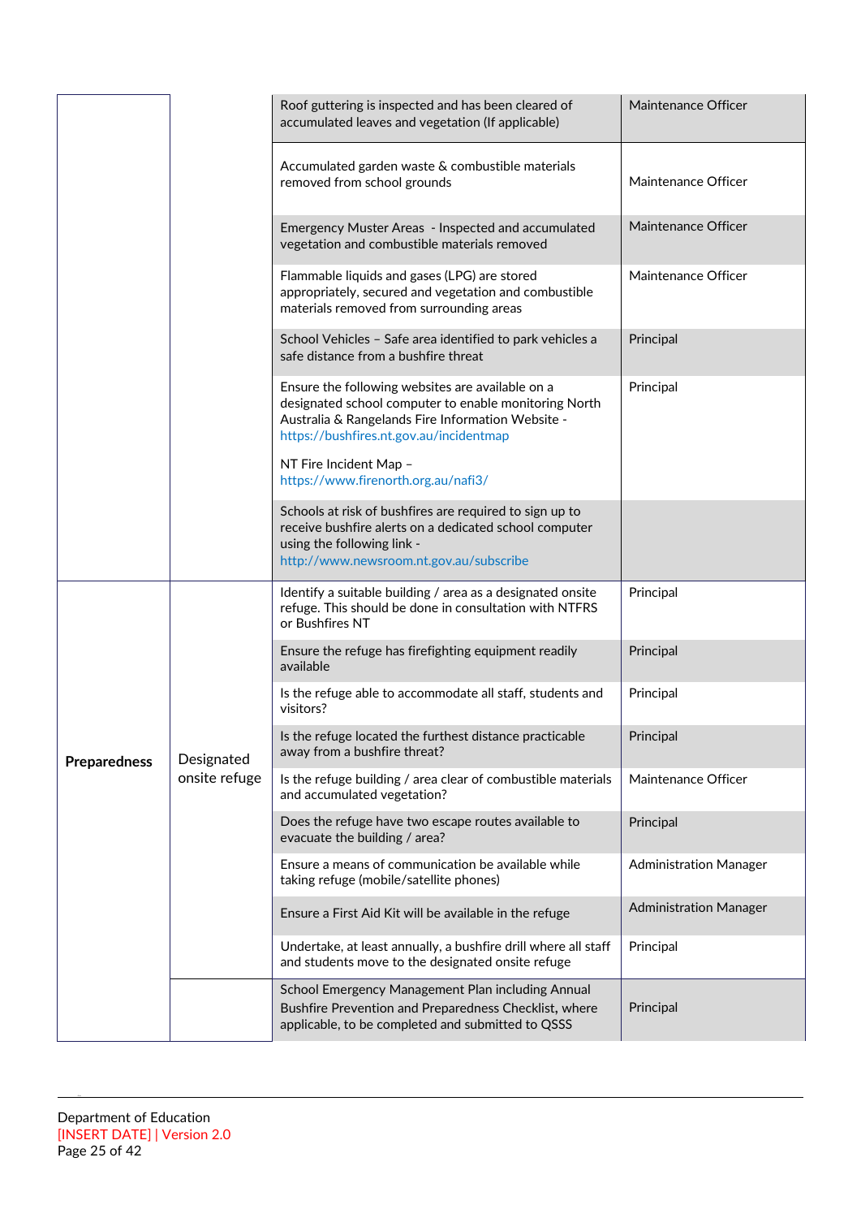| | | | |
|---|---|---|---|
| | | Roof guttering is inspected and has been cleared of accumulated leaves and vegetation (If applicable) | Maintenance Officer |
| | | Accumulated garden waste & combustible materials removed from school grounds | Maintenance Officer |
| | | Emergency Muster Areas - Inspected and accumulated vegetation and combustible materials removed | Maintenance Officer |
| | | Flammable liquids and gases (LPG) are stored appropriately, secured and vegetation and combustible materials removed from surrounding areas | Maintenance Officer |
| | | School Vehicles – Safe area identified to park vehicles a safe distance from a bushfire threat | Principal |
| | | Ensure the following websites are available on a designated school computer to enable monitoring North Australia & Rangelands Fire Information Website - https://bushfires.nt.gov.au/incidentmap<br><br>NT Fire Incident Map – https://www.firenorth.org.au/nafi3/ | Principal |
| | | Schools at risk of bushfires are required to sign up to receive bushfire alerts on a dedicated school computer using the following link - http://www.newsroom.nt.gov.au/subscribe | |
| **Preparedness** | Designated onsite refuge | Identify a suitable building / area as a designated onsite refuge. This should be done in consultation with NTFRS or Bushfires NT | Principal |
| | | Ensure the refuge has firefighting equipment readily available | Principal |
| | | Is the refuge able to accommodate all staff, students and visitors? | Principal |
| | | Is the refuge located the furthest distance practicable away from a bushfire threat? | Principal |
| | | Is the refuge building / area clear of combustible materials and accumulated vegetation? | Maintenance Officer |
| | | Does the refuge have two escape routes available to evacuate the building / area? | Principal |
| | | Ensure a means of communication be available while taking refuge (mobile/satellite phones) | Administration Manager |
| | | Ensure a First Aid Kit will be available in the refuge | Administration Manager |
| | | Undertake, at least annually, a bushfire drill where all staff and students move to the designated onsite refuge | Principal |
| | | School Emergency Management Plan including Annual Bushfire Prevention and Preparedness Checklist, where applicable, to be completed and submitted to QSSS | Principal |

Department of Education
[INSERT DATE] | Version 2.0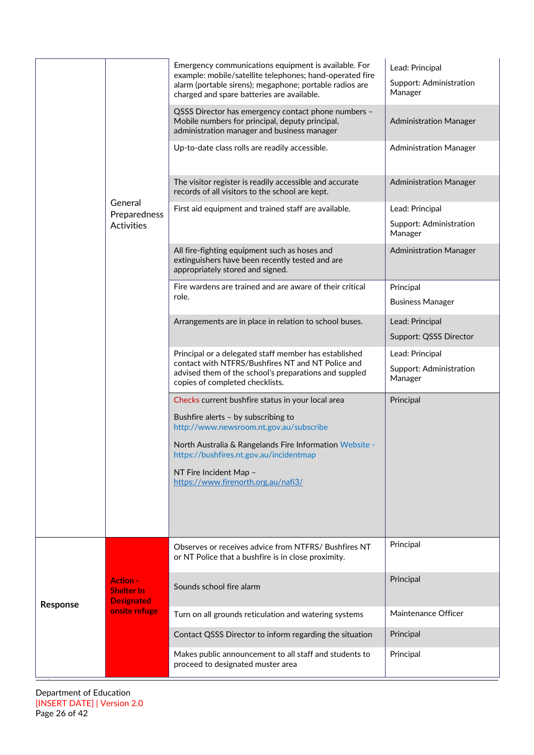| | | | |
|---|---|---|---|
| | General Preparedness Activities | Emergency communications equipment is available. For example: mobile/satellite telephones; hand-operated fire alarm (portable sirens); megaphone; portable radios are charged and spare batteries are available. | Lead: Principal<br>Support: Administration Manager |
| | | QSSS Director has emergency contact phone numbers – Mobile numbers for principal, deputy principal, administration manager and business manager | Administration Manager |
| | | Up-to-date class rolls are readily accessible. | Administration Manager |
| | | The visitor register is readily accessible and accurate records of all visitors to the school are kept. | Administration Manager |
| | | First aid equipment and trained staff are available. | Lead: Principal<br>Support: Administration Manager |
| | | All fire-fighting equipment such as hoses and extinguishers have been recently tested and are appropriately stored and signed. | Administration Manager |
| | | Fire wardens are trained and are aware of their critical role. | Principal<br>Business Manager |
| | | Arrangements are in place in relation to school buses. | Lead: Principal<br>Support: QSSS Director |
| | | Principal or a delegated staff member has established contact with NTFRS/Bushfires NT and NT Police and advised them of the school's preparations and suppled copies of completed checklists. | Lead: Principal<br>Support: Administration Manager |
| | | Checks current bushfire status in your local area<br>Bushfire alerts – by subscribing to http://www.newsroom.nt.gov.au/subscribe<br>North Australia & Rangelands Fire Information Website - https://bushfires.nt.gov.au/incidentmap<br>NT Fire Incident Map – https://www.firenorth.org.au/nafi3/ | Principal |
| **Response** | **Action - Shelter In Designated onsite refuge** | Observes or receives advice from NTFRS/ Bushfires NT or NT Police that a bushfire is in close proximity. | Principal |
| | | Sounds school fire alarm | Principal |
| | | Turn on all grounds reticulation and watering systems | Maintenance Officer |
| | | Contact QSSS Director to inform regarding the situation | Principal |
| | | Makes public announcement to all staff and students to proceed to designated muster area | Principal |

Department of Education
[INSERT DATE] | Version 2.0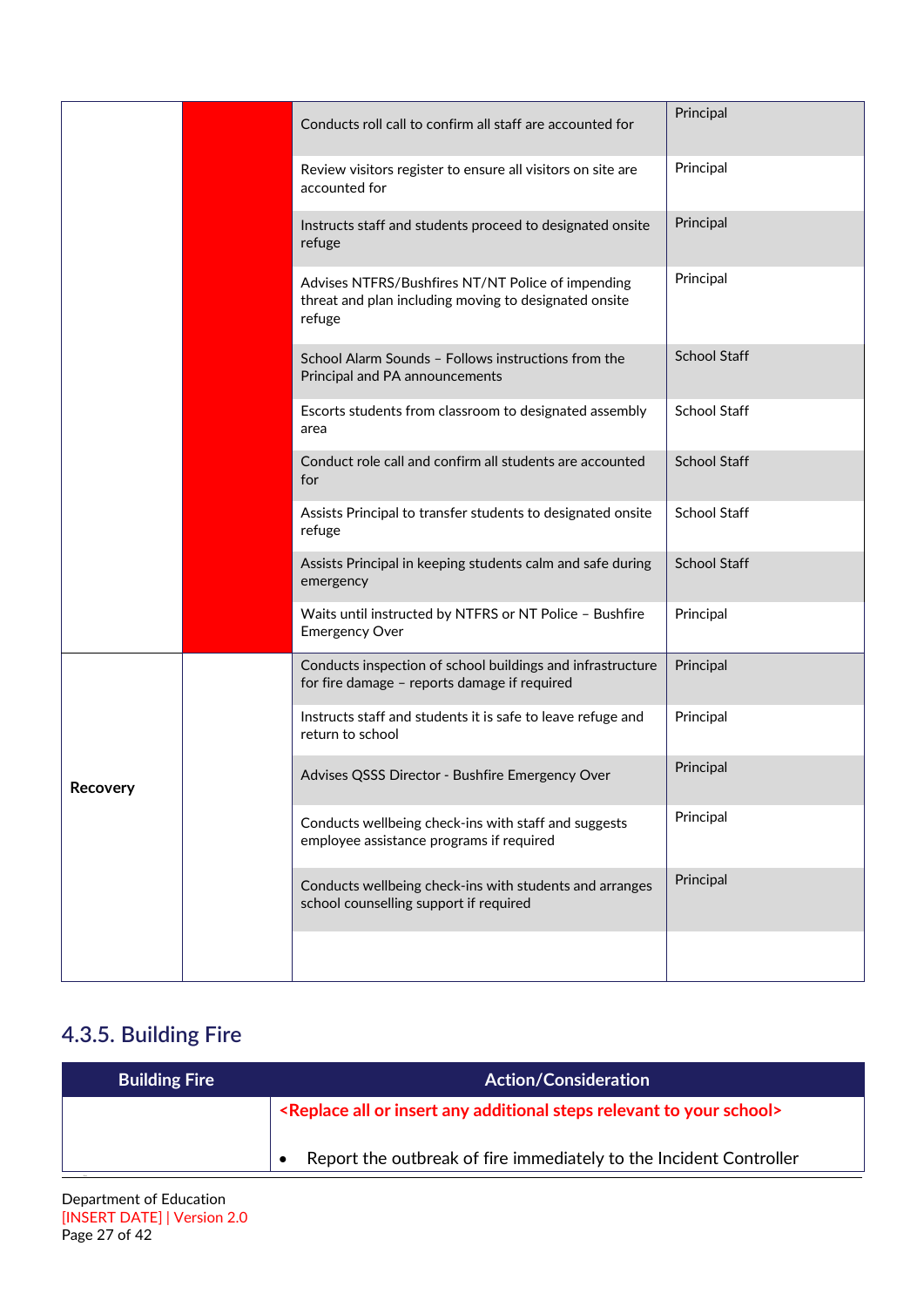| | | | |
|---|---|---|---|
| | | Conducts roll call to confirm all staff are accounted for | Principal |
| | | Review visitors register to ensure all visitors on site are accounted for | Principal |
| | | Instructs staff and students proceed to designated onsite refuge | Principal |
| | | Advises NTFRS/Bushfires NT/NT Police of impending threat and plan including moving to designated onsite refuge | Principal |
| | | School Alarm Sounds – Follows instructions from the Principal and PA announcements | School Staff |
| | | Escorts students from classroom to designated assembly area | School Staff |
| | | Conduct role call and confirm all students are accounted for | School Staff |
| | | Assists Principal to transfer students to designated onsite refuge | School Staff |
| | | Assists Principal in keeping students calm and safe during emergency | School Staff |
| | | Waits until instructed by NTFRS or NT Police – Bushfire Emergency Over | Principal |
| **Recovery** | | Conducts inspection of school buildings and infrastructure for fire damage – reports damage if required | Principal |
| | | Instructs staff and students it is safe to leave refuge and return to school | Principal |
| | | Advises QSSS Director - Bushfire Emergency Over | Principal |
| | | Conducts wellbeing check-ins with staff and suggests employee assistance programs if required | Principal |
| | | Conducts wellbeing check-ins with students and arranges school counselling support if required | Principal |
| | | | |

## 4.3.5. Building Fire

| Building Fire | Action/Consideration |
|---|---|
| | <Replace all or insert any additional steps relevant to your school><br><br>• Report the outbreak of fire immediately to the Incident Controller |

Department of Education
[INSERT DATE] | Version 2.0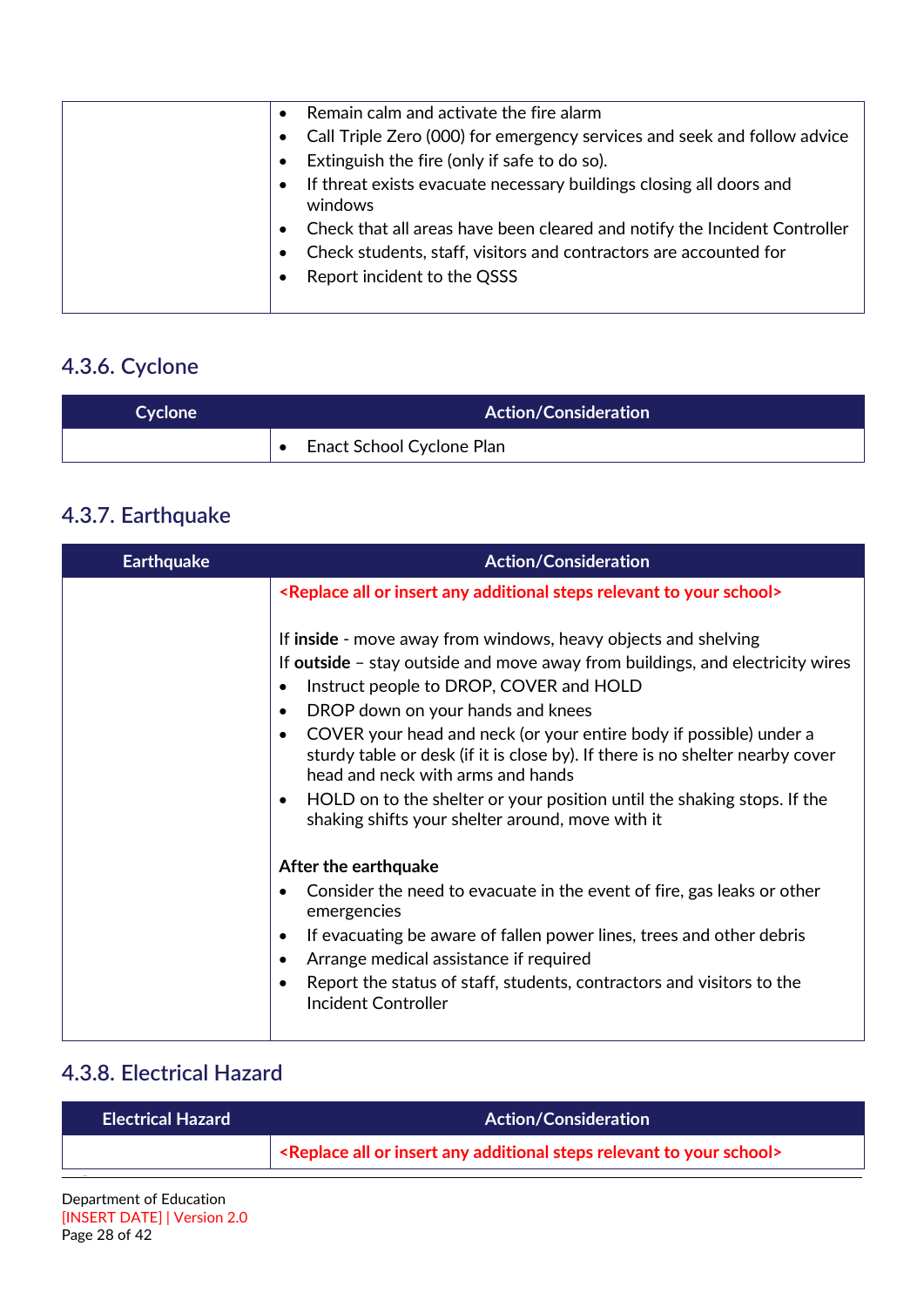| | |
|---|---|
| | • Remain calm and activate the fire alarm<br>• Call Triple Zero (000) for emergency services and seek and follow advice<br>• Extinguish the fire (only if safe to do so).<br>• If threat exists evacuate necessary buildings closing all doors and windows<br>• Check that all areas have been cleared and notify the Incident Controller<br>• Check students, staff, visitors and contractors are accounted for<br>• Report incident to the QSSS |

### 4.3.6. Cyclone

| Cyclone | Action/Consideration |
|---|---|
| | • Enact School Cyclone Plan |

### 4.3.7. Earthquake

| Earthquake | Action/Consideration |
|---|---|
| | **<Replace all or insert any additional steps relevant to your school>**<br><br>If **inside** - move away from windows, heavy objects and shelving<br>If **outside** – stay outside and move away from buildings, and electricity wires<br>• Instruct people to DROP, COVER and HOLD<br>• DROP down on your hands and knees<br>• COVER your head and neck (or your entire body if possible) under a sturdy table or desk (if it is close by). If there is no shelter nearby cover head and neck with arms and hands<br>• HOLD on to the shelter or your position until the shaking stops. If the shaking shifts your shelter around, move with it<br><br>**After the earthquake**<br>• Consider the need to evacuate in the event of fire, gas leaks or other emergencies<br>• If evacuating be aware of fallen power lines, trees and other debris<br>• Arrange medical assistance if required<br>• Report the status of staff, students, contractors and visitors to the Incident Controller |

### 4.3.8. Electrical Hazard

| Electrical Hazard | Action/Consideration |
|---|---|
| | **<Replace all or insert any additional steps relevant to your school>** |

Department of Education
[INSERT DATE] | Version 2.0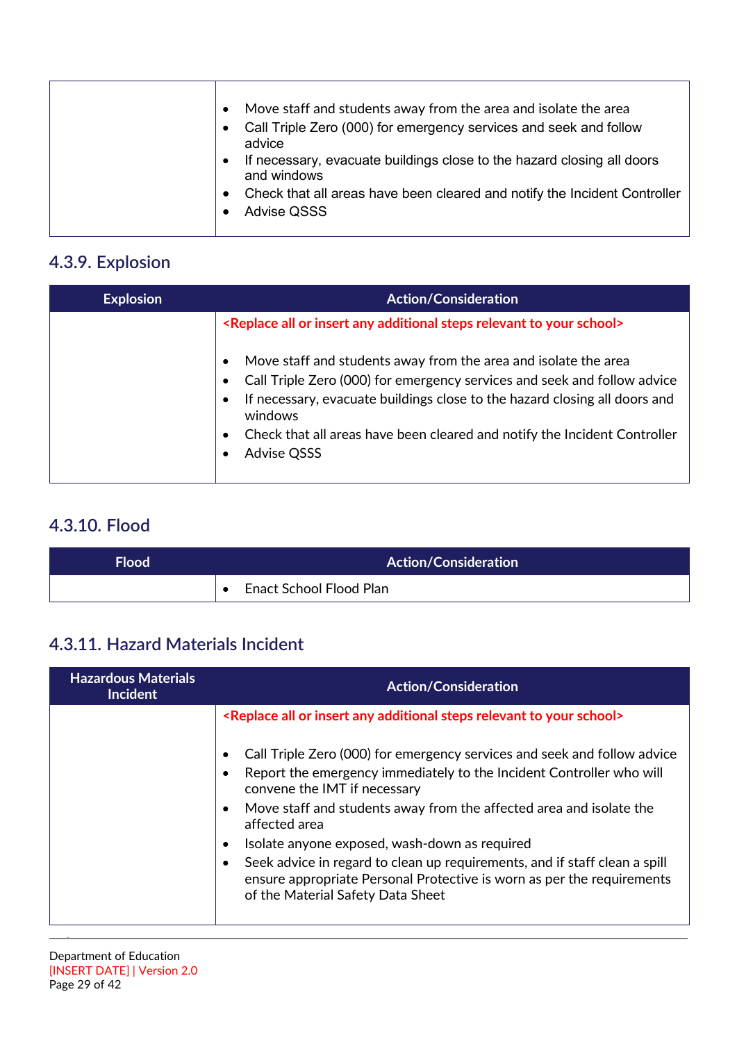| | |
|---|---|
| | • Move staff and students away from the area and isolate the area<br>• Call Triple Zero (000) for emergency services and seek and follow advice<br>• If necessary, evacuate buildings close to the hazard closing all doors and windows<br>• Check that all areas have been cleared and notify the Incident Controller<br>• Advise QSSS |

### 4.3.9. Explosion

| Explosion | Action/Consideration |
|---|---|
| | <Replace all or insert any additional steps relevant to your school><br><br>• Move staff and students away from the area and isolate the area<br>• Call Triple Zero (000) for emergency services and seek and follow advice<br>• If necessary, evacuate buildings close to the hazard closing all doors and windows<br>• Check that all areas have been cleared and notify the Incident Controller<br>• Advise QSSS |

### 4.3.10. Flood

| Flood | Action/Consideration |
|---|---|
| | • Enact School Flood Plan |

### 4.3.11. Hazard Materials Incident

| Hazardous Materials Incident | Action/Consideration |
|---|---|
| | <Replace all or insert any additional steps relevant to your school><br><br>• Call Triple Zero (000) for emergency services and seek and follow advice<br>• Report the emergency immediately to the Incident Controller who will convene the IMT if necessary<br>• Move staff and students away from the affected area and isolate the affected area<br>• Isolate anyone exposed, wash-down as required<br>• Seek advice in regard to clean up requirements, and if staff clean a spill ensure appropriate Personal Protective is worn as per the requirements of the Material Safety Data Sheet |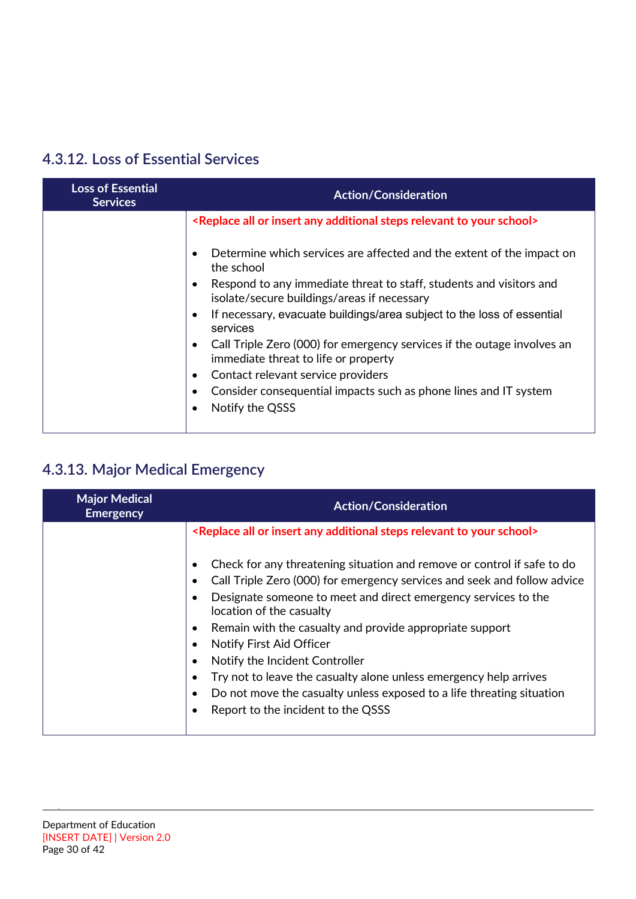### 4.3.12. Loss of Essential Services

| Loss of Essential Services | Action/Consideration |
|---|---|
| | **<Replace all or insert any additional steps relevant to your school>**<br><br>• Determine which services are affected and the extent of the impact on the school<br>• Respond to any immediate threat to staff, students and visitors and isolate/secure buildings/areas if necessary<br>• If necessary, evacuate buildings/area subject to the loss of essential services<br>• Call Triple Zero (000) for emergency services if the outage involves an immediate threat to life or property<br>• Contact relevant service providers<br>• Consider consequential impacts such as phone lines and IT system<br>• Notify the QSSS |

### 4.3.13. Major Medical Emergency

| Major Medical Emergency | Action/Consideration |
|---|---|
| | **<Replace all or insert any additional steps relevant to your school>**<br><br>• Check for any threatening situation and remove or control if safe to do<br>• Call Triple Zero (000) for emergency services and seek and follow advice<br>• Designate someone to meet and direct emergency services to the location of the casualty<br>• Remain with the casualty and provide appropriate support<br>• Notify First Aid Officer<br>• Notify the Incident Controller<br>• Try not to leave the casualty alone unless emergency help arrives<br>• Do not move the casualty unless exposed to a life threating situation<br>• Report to the incident to the QSSS |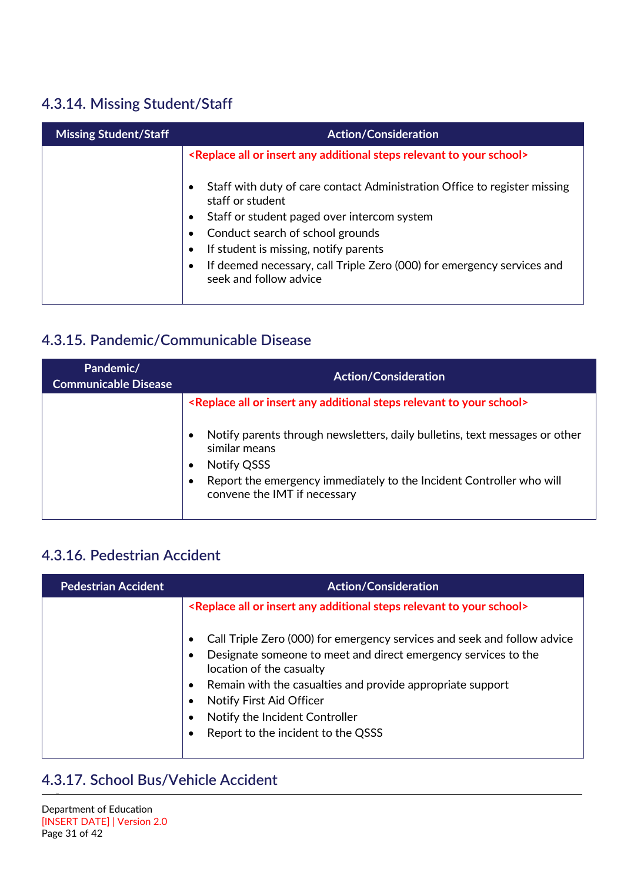### 4.3.14. Missing Student/Staff

| Missing Student/Staff | Action/Consideration |
|---|---|
| | **<Replace all or insert any additional steps relevant to your school>**<br><br>• Staff with duty of care contact Administration Office to register missing staff or student<br>• Staff or student paged over intercom system<br>• Conduct search of school grounds<br>• If student is missing, notify parents<br>• If deemed necessary, call Triple Zero (000) for emergency services and seek and follow advice |

### 4.3.15. Pandemic/Communicable Disease

| Pandemic/ Communicable Disease | Action/Consideration |
|---|---|
| | **<Replace all or insert any additional steps relevant to your school>**<br><br>• Notify parents through newsletters, daily bulletins, text messages or other similar means<br>• Notify QSSS<br>• Report the emergency immediately to the Incident Controller who will convene the IMT if necessary |

### 4.3.16. Pedestrian Accident

| Pedestrian Accident | Action/Consideration |
|---|---|
| | **<Replace all or insert any additional steps relevant to your school>**<br><br>• Call Triple Zero (000) for emergency services and seek and follow advice<br>• Designate someone to meet and direct emergency services to the location of the casualty<br>• Remain with the casualties and provide appropriate support<br>• Notify First Aid Officer<br>• Notify the Incident Controller<br>• Report to the incident to the QSSS |

### 4.3.17. School Bus/Vehicle Accident

Department of Education
[INSERT DATE] | Version 2.0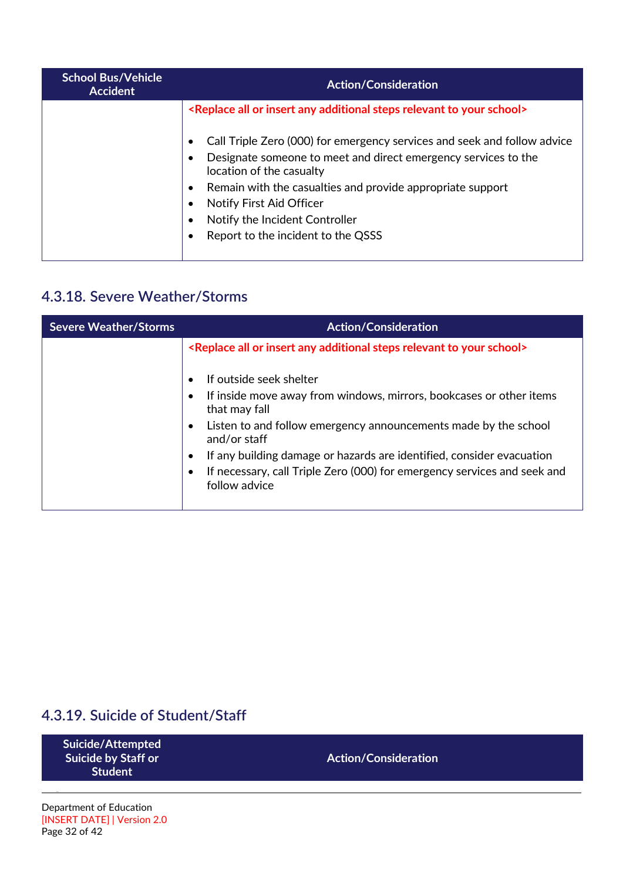| School Bus/Vehicle Accident | Action/Consideration |
| --- | --- |
| | **<Replace all or insert any additional steps relevant to your school>**<br><br>• Call Triple Zero (000) for emergency services and seek and follow advice<br>• Designate someone to meet and direct emergency services to the location of the casualty<br>• Remain with the casualties and provide appropriate support<br>• Notify First Aid Officer<br>• Notify the Incident Controller<br>• Report to the incident to the QSSS |

### 4.3.18. Severe Weather/Storms

| Severe Weather/Storms | Action/Consideration |
| --- | --- |
| | **<Replace all or insert any additional steps relevant to your school>**<br><br>• If outside seek shelter<br>• If inside move away from windows, mirrors, bookcases or other items that may fall<br>• Listen to and follow emergency announcements made by the school and/or staff<br>• If any building damage or hazards are identified, consider evacuation<br>• If necessary, call Triple Zero (000) for emergency services and seek and follow advice |

### 4.3.19. Suicide of Student/Staff

| Suicide/Attempted Suicide by Staff or Student | Action/Consideration |
| --- | --- |

Department of Education
[INSERT DATE] | Version 2.0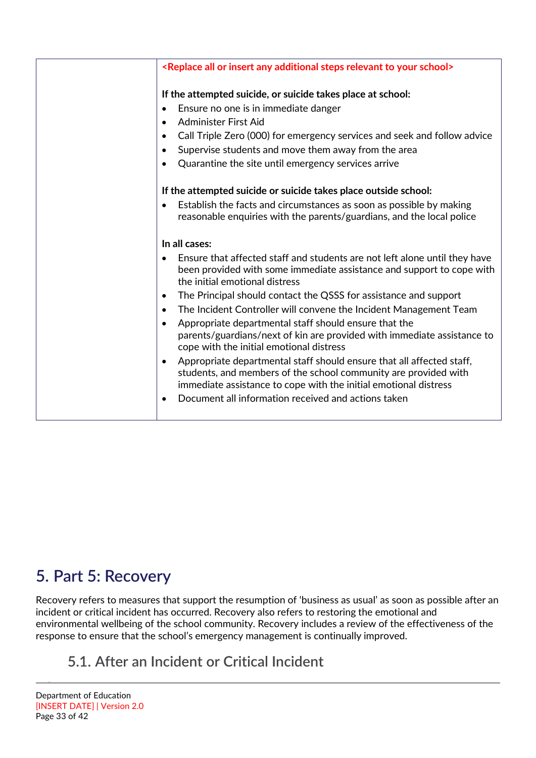| | |
|---|---|
| | <Replace all or insert any additional steps relevant to your school><br><br>**If the attempted suicide, or suicide takes place at school:**<br>• Ensure no one is in immediate danger<br>• Administer First Aid<br>• Call Triple Zero (000) for emergency services and seek and follow advice<br>• Supervise students and move them away from the area<br>• Quarantine the site until emergency services arrive<br><br>**If the attempted suicide or suicide takes place outside school:**<br>• Establish the facts and circumstances as soon as possible by making reasonable enquiries with the parents/guardians, and the local police<br><br>**In all cases:**<br>• Ensure that affected staff and students are not left alone until they have been provided with some immediate assistance and support to cope with the initial emotional distress<br>• The Principal should contact the QSSS for assistance and support<br>• The Incident Controller will convene the Incident Management Team<br>• Appropriate departmental staff should ensure that the parents/guardians/next of kin are provided with immediate assistance to cope with the initial emotional distress<br>• Appropriate departmental staff should ensure that all affected staff, students, and members of the school community are provided with immediate assistance to cope with the initial emotional distress<br>• Document all information received and actions taken |

# 5. Part 5: Recovery

Recovery refers to measures that support the resumption of 'business as usual' as soon as possible after an incident or critical incident has occurred. Recovery also refers to restoring the emotional and environmental wellbeing of the school community. Recovery includes a review of the effectiveness of the response to ensure that the school's emergency management is continually improved.

## 5.1. After an Incident or Critical Incident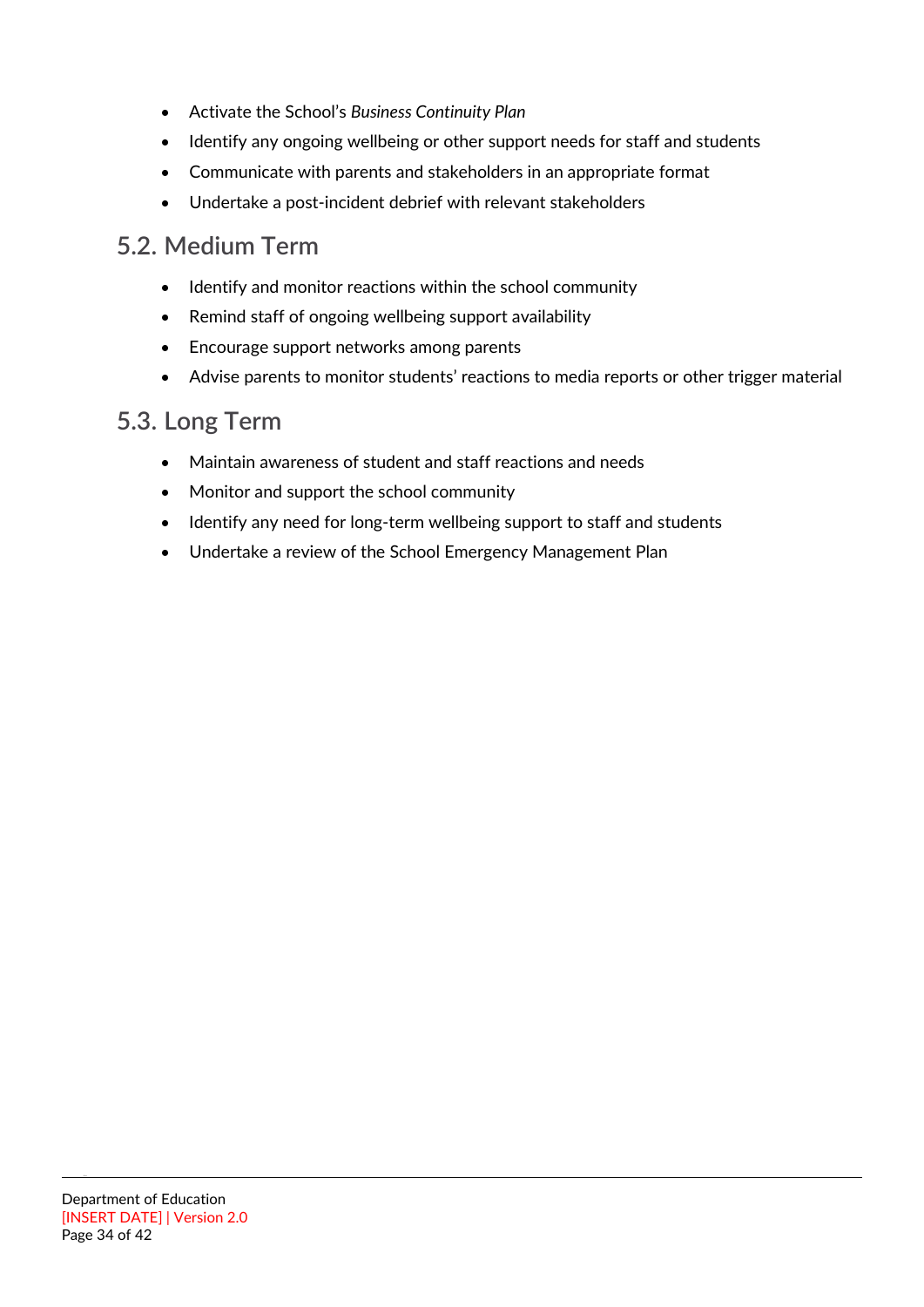- Activate the School's *Business Continuity Plan*
- Identify any ongoing wellbeing or other support needs for staff and students
- Communicate with parents and stakeholders in an appropriate format
- Undertake a post-incident debrief with relevant stakeholders

## 5.2. Medium Term

- Identify and monitor reactions within the school community
- Remind staff of ongoing wellbeing support availability
- Encourage support networks among parents
- Advise parents to monitor students' reactions to media reports or other trigger material

## 5.3. Long Term

- Maintain awareness of student and staff reactions and needs
- Monitor and support the school community
- Identify any need for long-term wellbeing support to staff and students
- Undertake a review of the School Emergency Management Plan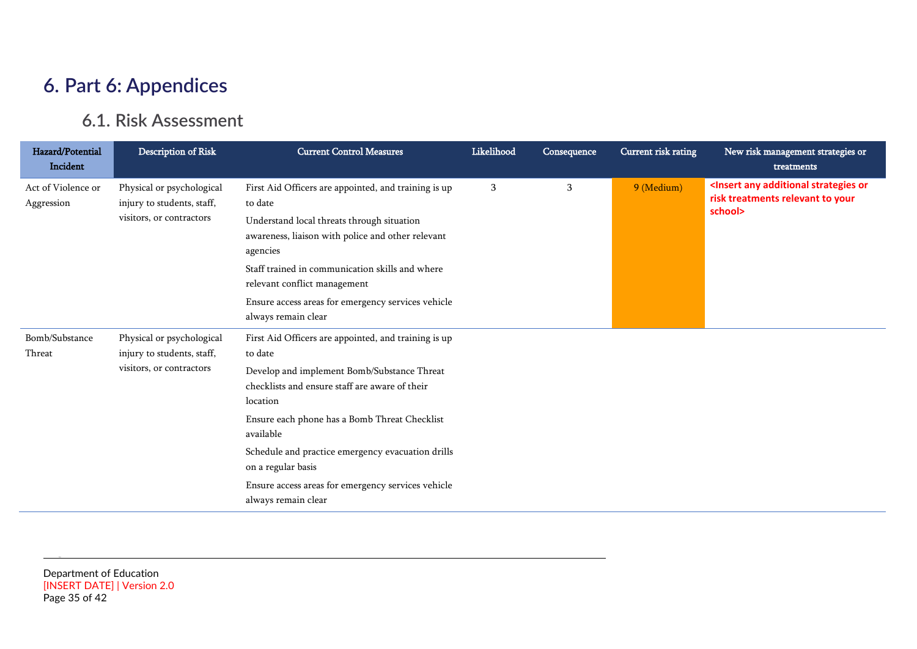# 6. Part 6: Appendices

## 6.1. Risk Assessment

| Hazard/Potential Incident | Description of Risk | Current Control Measures | Likelihood | Consequence | Current risk rating | New risk management strategies or treatments |
|---|---|---|---|---|---|---|
| Act of Violence or Aggression | Physical or psychological injury to students, staff, visitors, or contractors | First Aid Officers are appointed, and training is up to date<br>Understand local threats through situation awareness, liaison with police and other relevant agencies<br>Staff trained in communication skills and where relevant conflict management<br>Ensure access areas for emergency services vehicle always remain clear | 3 | 3 | 9 (Medium) | **<Insert any additional strategies or risk treatments relevant to your school>** |
| Bomb/Substance Threat | Physical or psychological injury to students, staff, visitors, or contractors | First Aid Officers are appointed, and training is up to date<br>Develop and implement Bomb/Substance Threat checklists and ensure staff are aware of their location<br>Ensure each phone has a Bomb Threat Checklist available<br>Schedule and practice emergency evacuation drills on a regular basis<br>Ensure access areas for emergency services vehicle always remain clear | | | | |

Department of Education
[INSERT DATE] | Version 2.0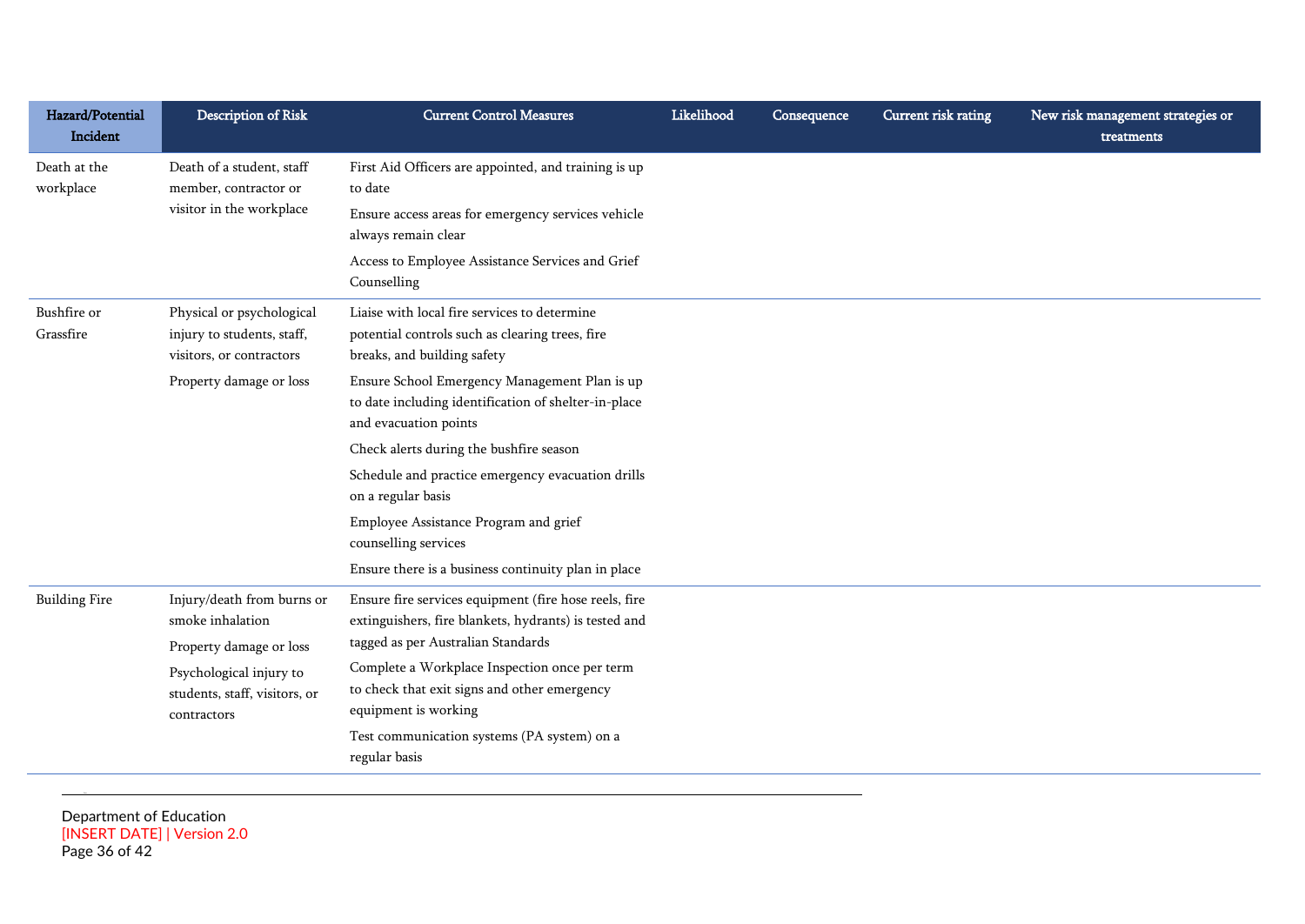| Hazard/Potential Incident | Description of Risk | Current Control Measures | Likelihood | Consequence | Current risk rating | New risk management strategies or treatments |
|---|---|---|---|---|---|---|
| Death at the workplace | Death of a student, staff member, contractor or visitor in the workplace | First Aid Officers are appointed, and training is up to date<br>Ensure access areas for emergency services vehicle always remain clear<br>Access to Employee Assistance Services and Grief Counselling | | | | |
| Bushfire or Grassfire | Physical or psychological injury to students, staff, visitors, or contractors<br>Property damage or loss | Liaise with local fire services to determine potential controls such as clearing trees, fire breaks, and building safety<br>Ensure School Emergency Management Plan is up to date including identification of shelter-in-place and evacuation points<br>Check alerts during the bushfire season<br>Schedule and practice emergency evacuation drills on a regular basis<br>Employee Assistance Program and grief counselling services<br>Ensure there is a business continuity plan in place | | | | |
| Building Fire | Injury/death from burns or smoke inhalation<br>Property damage or loss<br>Psychological injury to students, staff, visitors, or contractors | Ensure fire services equipment (fire hose reels, fire extinguishers, fire blankets, hydrants) is tested and tagged as per Australian Standards<br>Complete a Workplace Inspection once per term to check that exit signs and other emergency equipment is working<br>Test communication systems (PA system) on a regular basis | | | | |

Department of Education
[INSERT DATE] | Version 2.0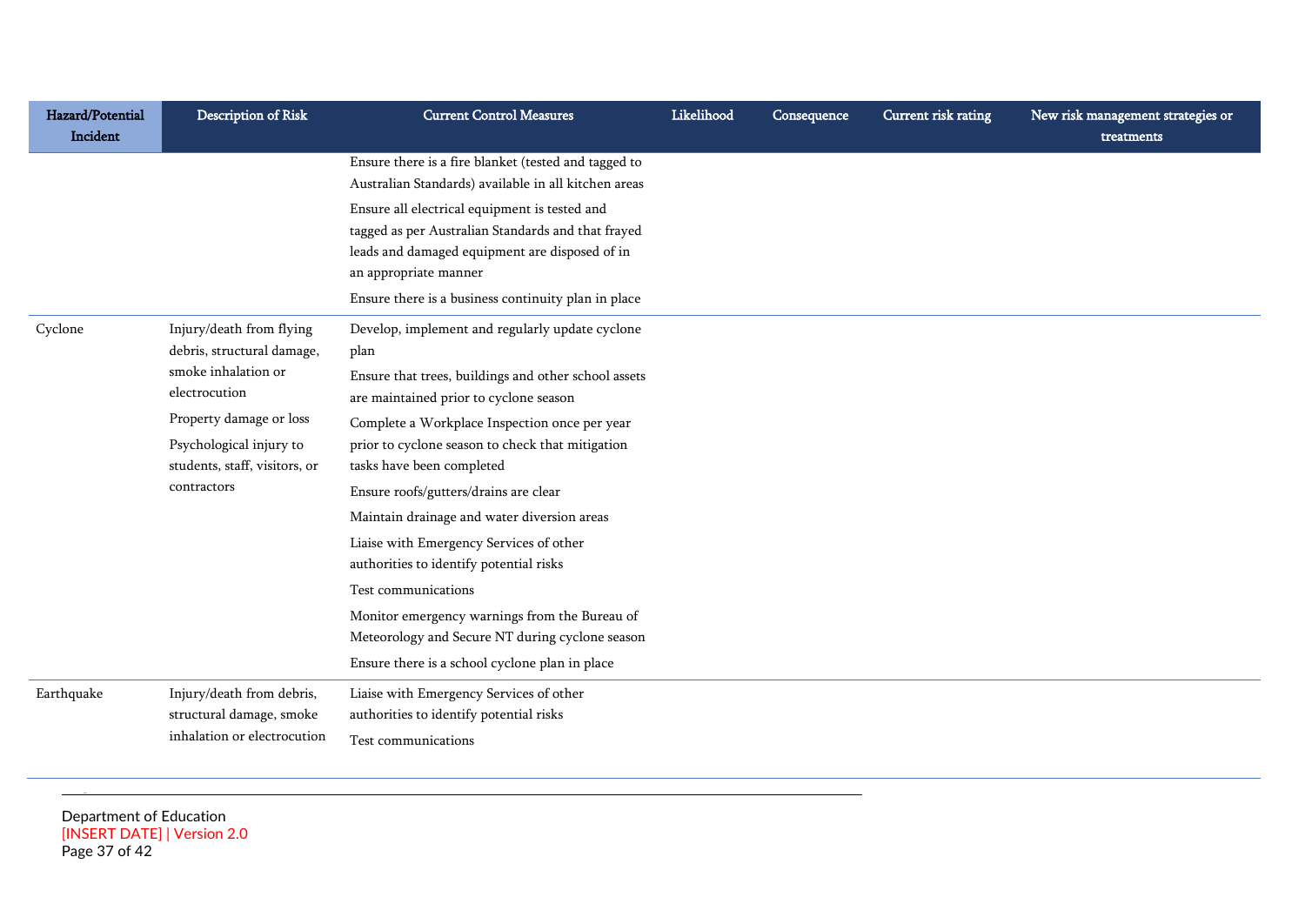| Hazard/Potential Incident | Description of Risk | Current Control Measures | Likelihood | Consequence | Current risk rating | New risk management strategies or treatments |
|---|---|---|---|---|---|---|
| | | Ensure there is a fire blanket (tested and tagged to Australian Standards) available in all kitchen areas<br>Ensure all electrical equipment is tested and tagged as per Australian Standards and that frayed leads and damaged equipment are disposed of in an appropriate manner<br>Ensure there is a business continuity plan in place | | | | |
| Cyclone | Injury/death from flying debris, structural damage, smoke inhalation or electrocution<br>Property damage or loss<br>Psychological injury to students, staff, visitors, or contractors | Develop, implement and regularly update cyclone plan<br>Ensure that trees, buildings and other school assets are maintained prior to cyclone season<br>Complete a Workplace Inspection once per year prior to cyclone season to check that mitigation tasks have been completed<br>Ensure roofs/gutters/drains are clear<br>Maintain drainage and water diversion areas<br>Liaise with Emergency Services of other authorities to identify potential risks<br>Test communications<br>Monitor emergency warnings from the Bureau of Meteorology and Secure NT during cyclone season<br>Ensure there is a school cyclone plan in place | | | | |
| Earthquake | Injury/death from debris, structural damage, smoke inhalation or electrocution | Liaise with Emergency Services of other authorities to identify potential risks<br>Test communications | | | | |

Department of Education
[INSERT DATE] | Version 2.0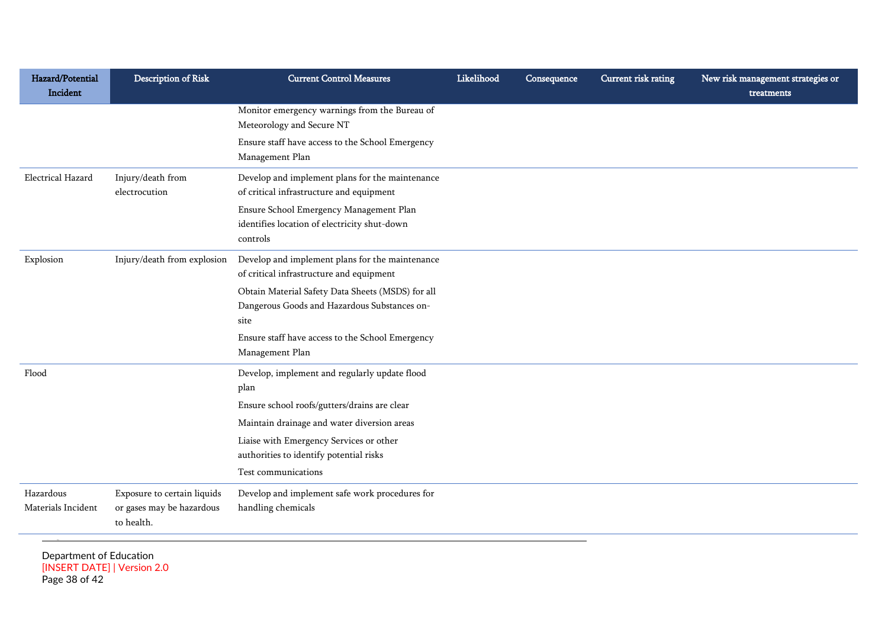| Hazard/Potential Incident | Description of Risk | Current Control Measures | Likelihood | Consequence | Current risk rating | New risk management strategies or treatments |
|---|---|---|---|---|---|---|
| | | Monitor emergency warnings from the Bureau of Meteorology and Secure NT<br>Ensure staff have access to the School Emergency Management Plan | | | | |
| Electrical Hazard | Injury/death from electrocution | Develop and implement plans for the maintenance of critical infrastructure and equipment<br>Ensure School Emergency Management Plan identifies location of electricity shut-down controls | | | | |
| Explosion | Injury/death from explosion | Develop and implement plans for the maintenance of critical infrastructure and equipment<br>Obtain Material Safety Data Sheets (MSDS) for all Dangerous Goods and Hazardous Substances on-site<br>Ensure staff have access to the School Emergency Management Plan | | | | |
| Flood | | Develop, implement and regularly update flood plan<br>Ensure school roofs/gutters/drains are clear<br>Maintain drainage and water diversion areas<br>Liaise with Emergency Services or other authorities to identify potential risks<br>Test communications | | | | |
| Hazardous Materials Incident | Exposure to certain liquids or gases may be hazardous to health. | Develop and implement safe work procedures for handling chemicals | | | | |

Department of Education
[INSERT DATE] | Version 2.0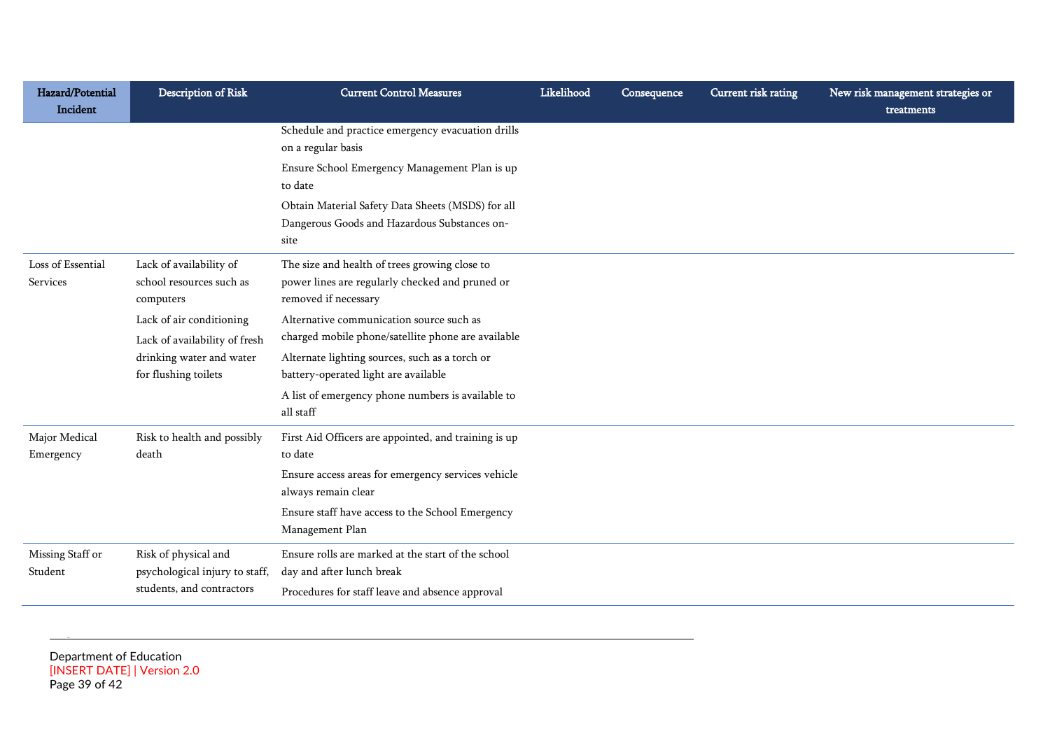| Hazard/Potential Incident | Description of Risk | Current Control Measures | Likelihood | Consequence | Current risk rating | New risk management strategies or treatments |
|---|---|---|---|---|---|---|
| | | Schedule and practice emergency evacuation drills on a regular basis<br>Ensure School Emergency Management Plan is up to date<br>Obtain Material Safety Data Sheets (MSDS) for all Dangerous Goods and Hazardous Substances on-site | | | | |
| Loss of Essential Services | Lack of availability of school resources such as computers<br>Lack of air conditioning<br>Lack of availability of fresh drinking water and water for flushing toilets | The size and health of trees growing close to power lines are regularly checked and pruned or removed if necessary<br>Alternative communication source such as charged mobile phone/satellite phone are available<br>Alternate lighting sources, such as a torch or battery-operated light are available<br>A list of emergency phone numbers is available to all staff | | | | |
| Major Medical Emergency | Risk to health and possibly death | First Aid Officers are appointed, and training is up to date<br>Ensure access areas for emergency services vehicle always remain clear<br>Ensure staff have access to the School Emergency Management Plan | | | | |
| Missing Staff or Student | Risk of physical and psychological injury to staff, students, and contractors | Ensure rolls are marked at the start of the school day and after lunch break<br>Procedures for staff leave and absence approval | | | | |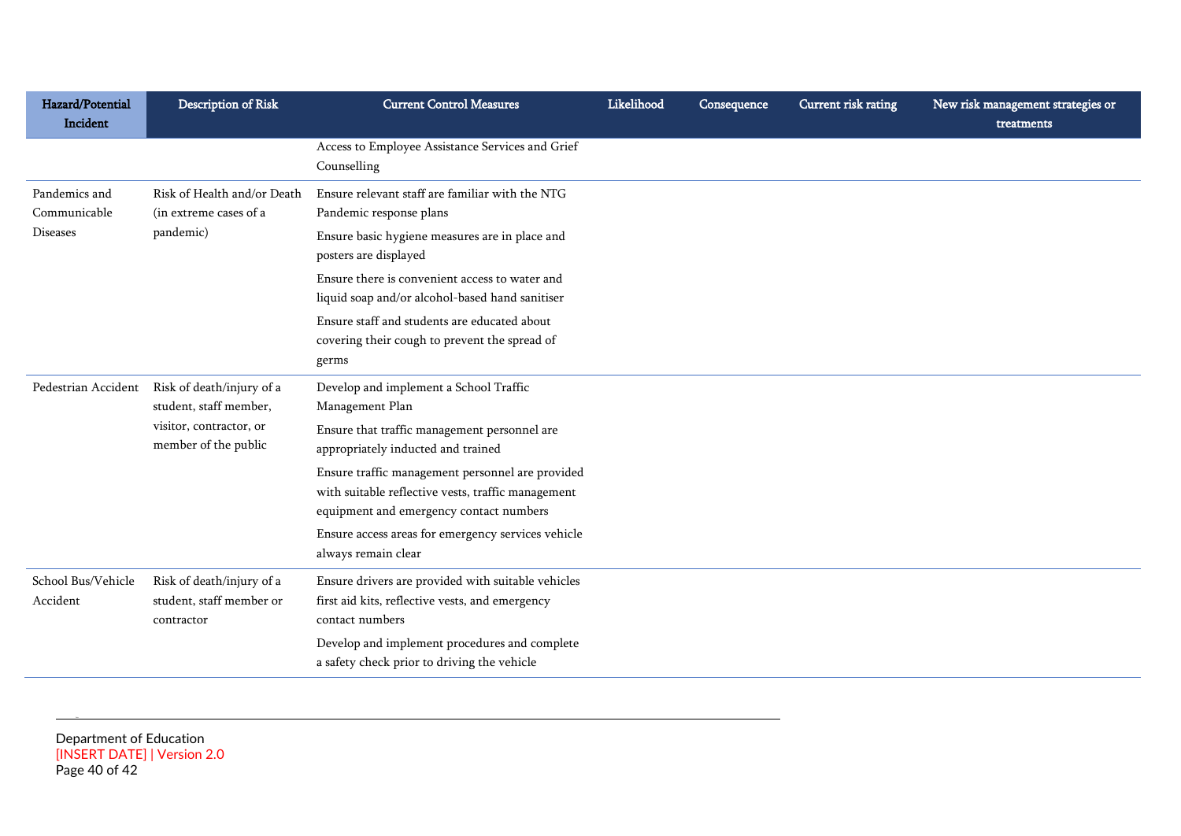| Hazard/Potential Incident | Description of Risk | Current Control Measures | Likelihood | Consequence | Current risk rating | New risk management strategies or treatments |
|---|---|---|---|---|---|---|
| | | Access to Employee Assistance Services and Grief Counselling | | | | |
| Pandemics and Communicable Diseases | Risk of Health and/or Death (in extreme cases of a pandemic) | Ensure relevant staff are familiar with the NTG Pandemic response plans<br>Ensure basic hygiene measures are in place and posters are displayed<br>Ensure there is convenient access to water and liquid soap and/or alcohol-based hand sanitiser<br>Ensure staff and students are educated about covering their cough to prevent the spread of germs | | | | |
| Pedestrian Accident | Risk of death/injury of a student, staff member, visitor, contractor, or member of the public | Develop and implement a School Traffic Management Plan<br>Ensure that traffic management personnel are appropriately inducted and trained<br>Ensure traffic management personnel are provided with suitable reflective vests, traffic management equipment and emergency contact numbers<br>Ensure access areas for emergency services vehicle always remain clear | | | | |
| School Bus/Vehicle Accident | Risk of death/injury of a student, staff member or contractor | Ensure drivers are provided with suitable vehicles first aid kits, reflective vests, and emergency contact numbers<br>Develop and implement procedures and complete a safety check prior to driving the vehicle | | | | |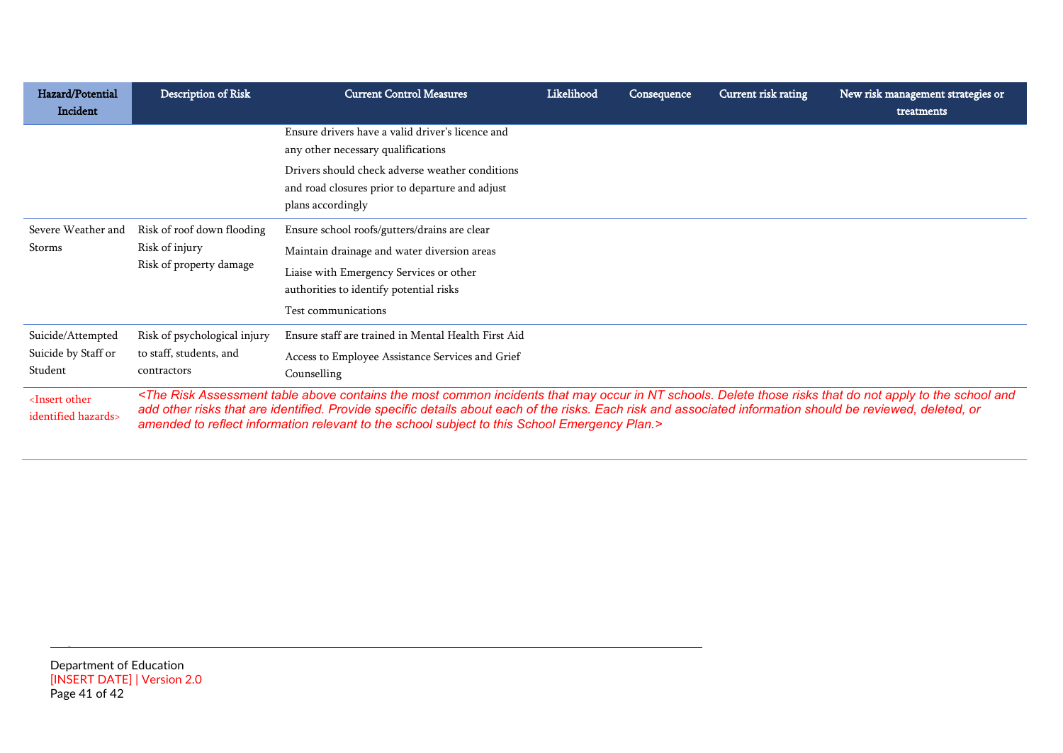| Hazard/Potential Incident | Description of Risk | Current Control Measures | Likelihood | Consequence | Current risk rating | New risk management strategies or treatments |
|---|---|---|---|---|---|---|
| | | Ensure drivers have a valid driver's licence and any other necessary qualifications<br>Drivers should check adverse weather conditions and road closures prior to departure and adjust plans accordingly | | | | |
| Severe Weather and Storms | Risk of roof down flooding<br>Risk of injury<br>Risk of property damage | Ensure school roofs/gutters/drains are clear<br>Maintain drainage and water diversion areas<br>Liaise with Emergency Services or other authorities to identify potential risks<br>Test communications | | | | |
| Suicide/Attempted Suicide by Staff or Student | Risk of psychological injury to staff, students, and contractors | Ensure staff are trained in Mental Health First Aid<br>Access to Employee Assistance Services and Grief Counselling | | | | |
| <Insert other identified hazards> | *<The Risk Assessment table above contains the most common incidents that may occur in NT schools. Delete those risks that do not apply to the school and add other risks that are identified. Provide specific details about each of the risks. Each risk and associated information should be reviewed, deleted, or amended to reflect information relevant to the school subject to this School Emergency Plan.>* | | | | | |

Department of Education
[INSERT DATE] | Version 2.0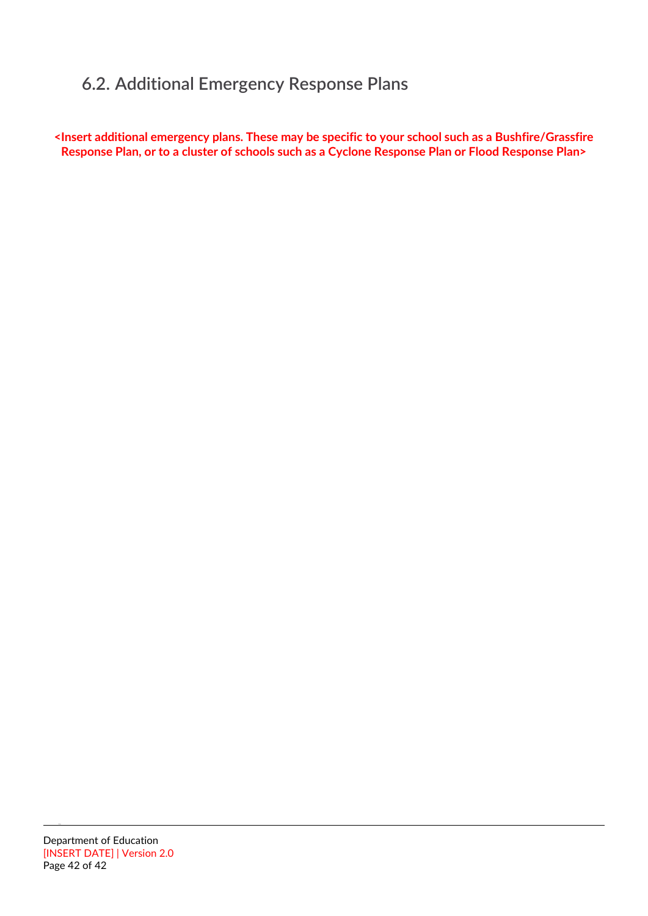## 6.2. Additional Emergency Response Plans

**<Insert additional emergency plans. These may be specific to your school such as a Bushfire/Grassfire Response Plan, or to a cluster of schools such as a Cyclone Response Plan or Flood Response Plan>**